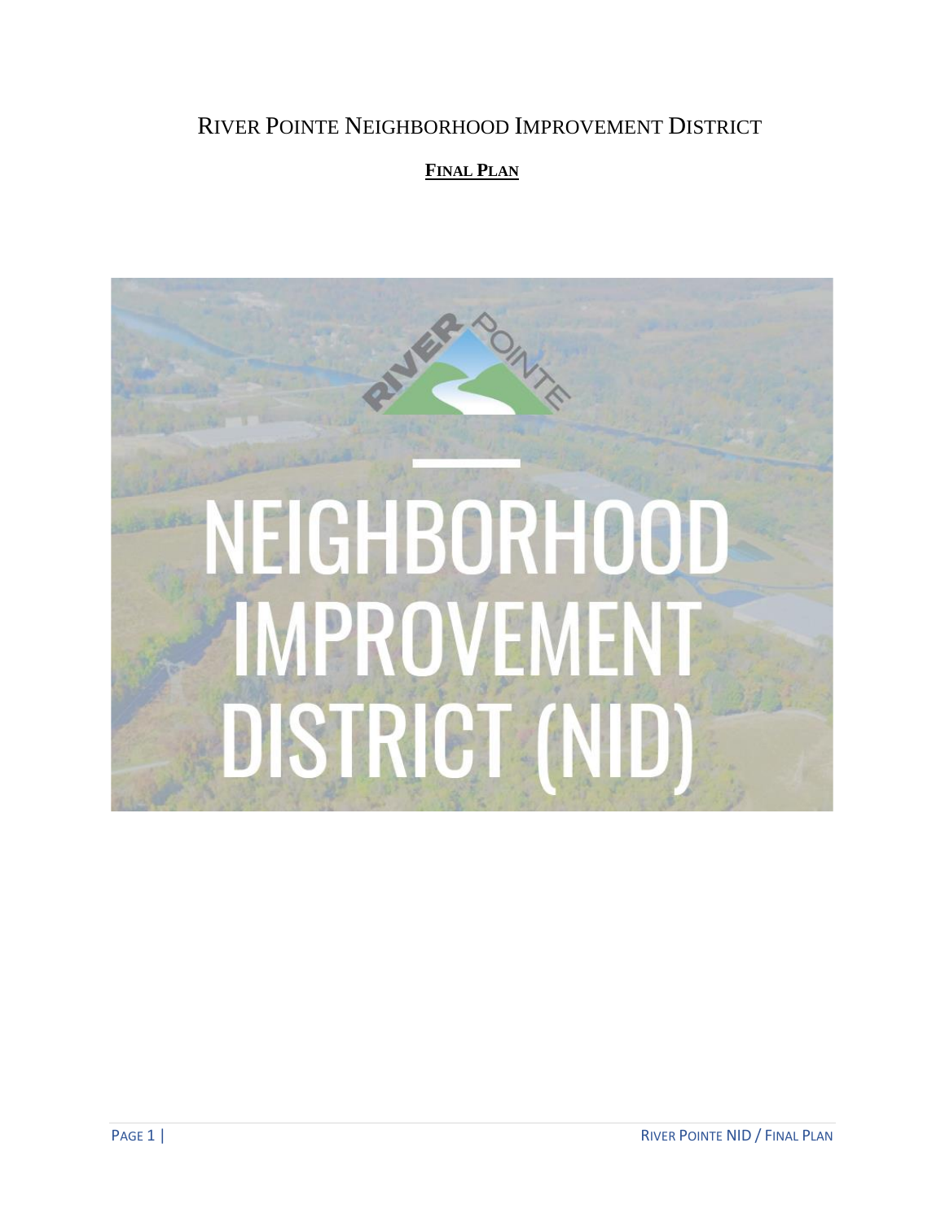# River Pointe Neighborhood Improvement District

## **Final Plan**

NEIGHBORHOOD IMPROVEMENT DISTRICT (NID)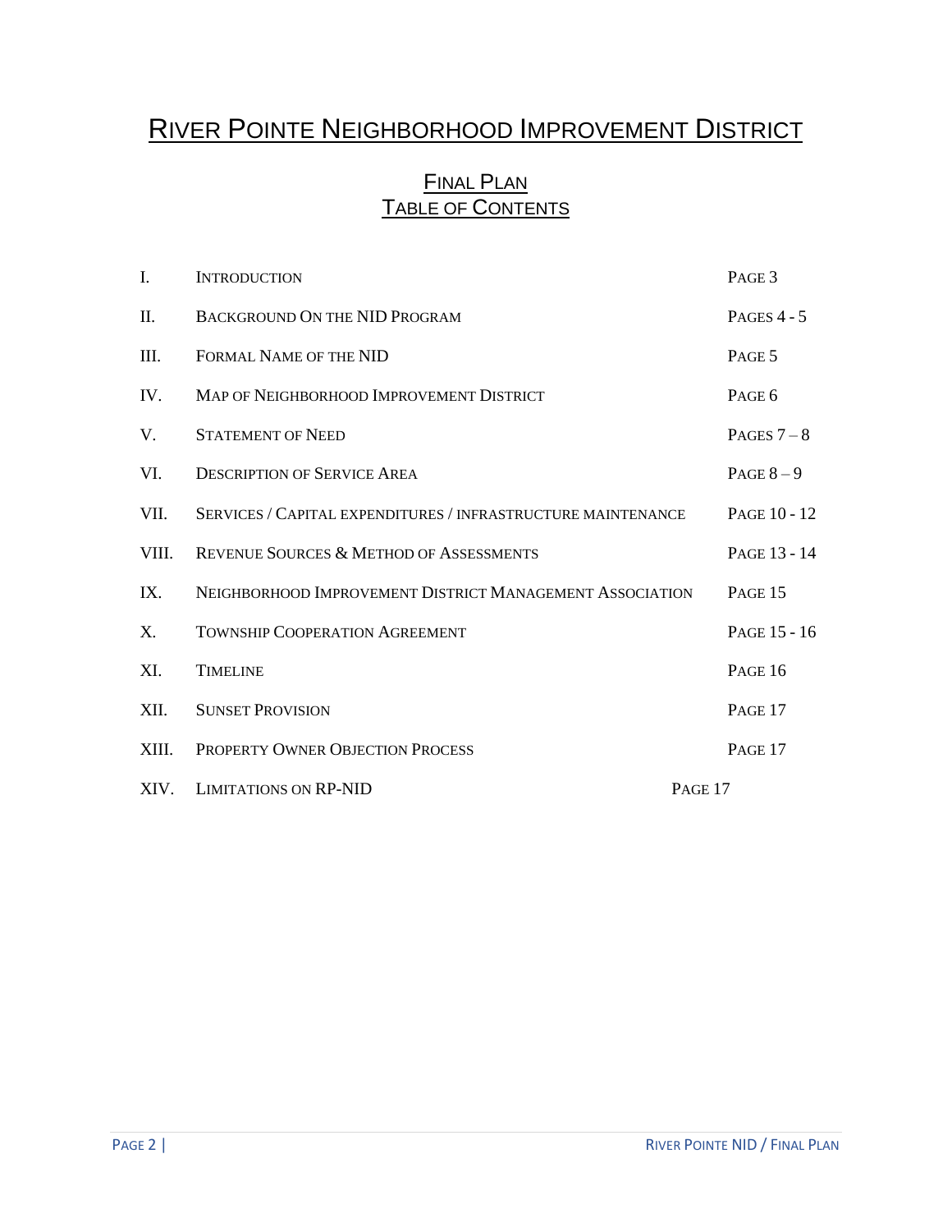# River Pointe Neighborhood Improvement District

## Final Plan
## Table of Contents

| | | |
|---|---|---|
| I. | Introduction | Page 3 |
| II. | Background On the NID Program | Pages 4 - 5 |
| III. | Formal Name of the NID | Page 5 |
| IV. | Map of Neighborhood Improvement District | Page 6 |
| V. | Statement of Need | Pages 7 – 8 |
| VI. | Description of Service Area | Page 8 – 9 |
| VII. | Services / Capital expenditures / infrastructure maintenance | Page 10 - 12 |
| VIII. | Revenue Sources & Method of Assessments | Page 13 - 14 |
| IX. | Neighborhood Improvement District Management Association | Page 15 |
| X. | Township Cooperation Agreement | Page 15 - 16 |
| XI. | Timeline | Page 16 |
| XII. | Sunset Provision | Page 17 |
| XIII. | Property Owner Objection Process | Page 17 |
| XIV. | Limitations on RP-NID | Page 17 |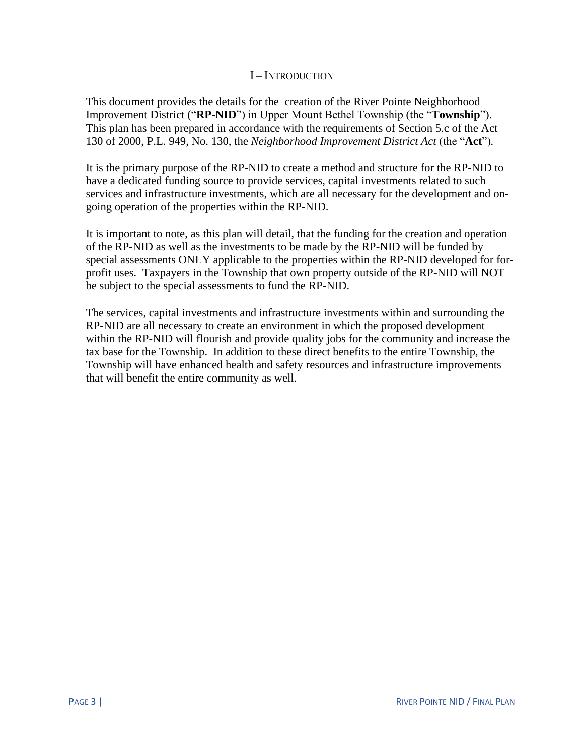## I – INTRODUCTION

This document provides the details for the creation of the River Pointe Neighborhood Improvement District ("**RP-NID**") in Upper Mount Bethel Township (the "**Township**"). This plan has been prepared in accordance with the requirements of Section 5.c of the Act 130 of 2000, P.L. 949, No. 130, the *Neighborhood Improvement District Act* (the "**Act**").

It is the primary purpose of the RP-NID to create a method and structure for the RP-NID to have a dedicated funding source to provide services, capital investments related to such services and infrastructure investments, which are all necessary for the development and on-going operation of the properties within the RP-NID.

It is important to note, as this plan will detail, that the funding for the creation and operation of the RP-NID as well as the investments to be made by the RP-NID will be funded by special assessments ONLY applicable to the properties within the RP-NID developed for for-profit uses. Taxpayers in the Township that own property outside of the RP-NID will NOT be subject to the special assessments to fund the RP-NID.

The services, capital investments and infrastructure investments within and surrounding the RP-NID are all necessary to create an environment in which the proposed development within the RP-NID will flourish and provide quality jobs for the community and increase the tax base for the Township. In addition to these direct benefits to the entire Township, the Township will have enhanced health and safety resources and infrastructure improvements that will benefit the entire community as well.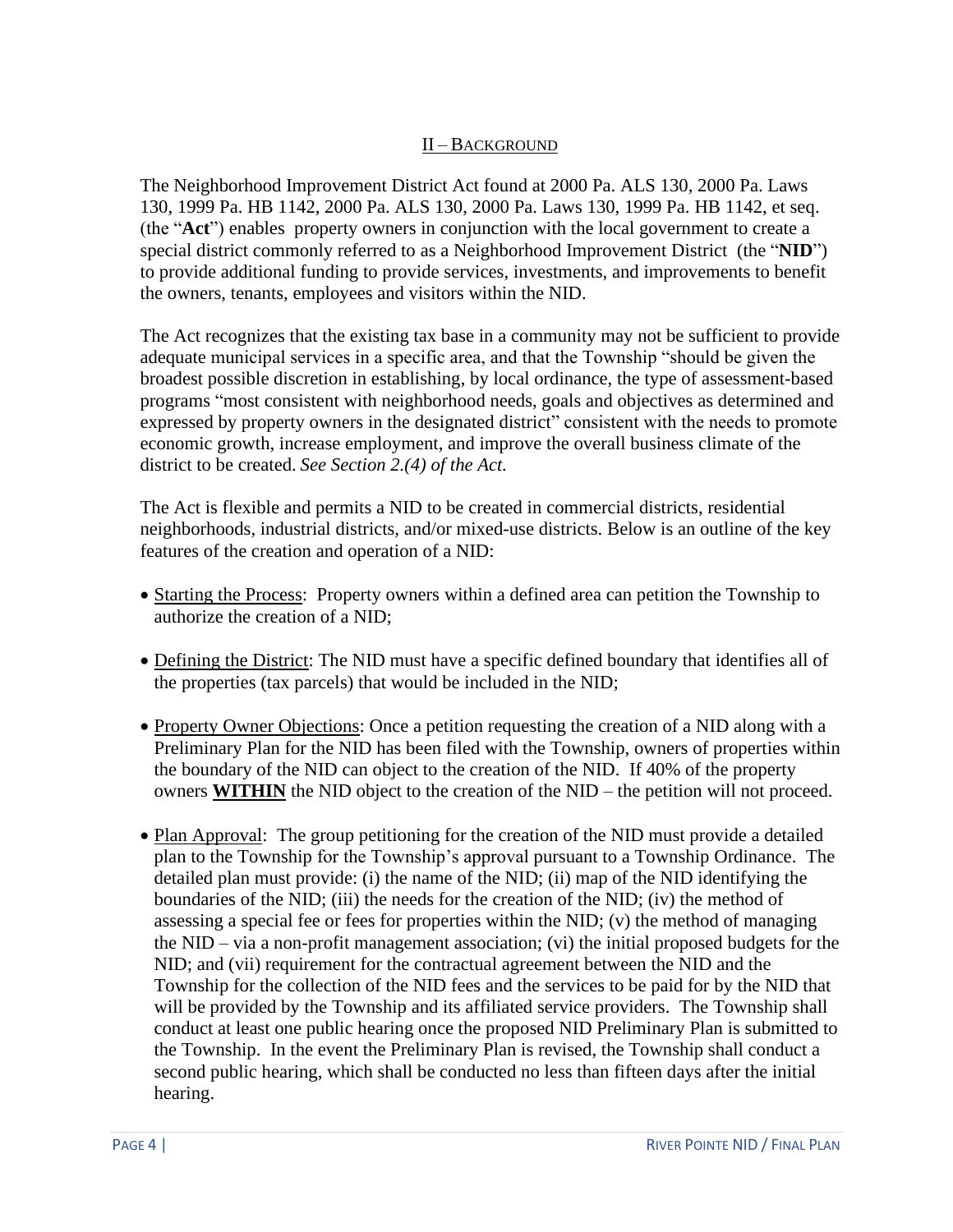## II – Background

The Neighborhood Improvement District Act found at 2000 Pa. ALS 130, 2000 Pa. Laws 130, 1999 Pa. HB 1142, 2000 Pa. ALS 130, 2000 Pa. Laws 130, 1999 Pa. HB 1142, et seq. (the "**Act**") enables property owners in conjunction with the local government to create a special district commonly referred to as a Neighborhood Improvement District (the "**NID**") to provide additional funding to provide services, investments, and improvements to benefit the owners, tenants, employees and visitors within the NID.

The Act recognizes that the existing tax base in a community may not be sufficient to provide adequate municipal services in a specific area, and that the Township "should be given the broadest possible discretion in establishing, by local ordinance, the type of assessment-based programs "most consistent with neighborhood needs, goals and objectives as determined and expressed by property owners in the designated district" consistent with the needs to promote economic growth, increase employment, and improve the overall business climate of the district to be created. *See Section 2.(4) of the Act.*

The Act is flexible and permits a NID to be created in commercial districts, residential neighborhoods, industrial districts, and/or mixed-use districts. Below is an outline of the key features of the creation and operation of a NID:

- Starting the Process: Property owners within a defined area can petition the Township to authorize the creation of a NID;

- Defining the District: The NID must have a specific defined boundary that identifies all of the properties (tax parcels) that would be included in the NID;

- Property Owner Objections: Once a petition requesting the creation of a NID along with a Preliminary Plan for the NID has been filed with the Township, owners of properties within the boundary of the NID can object to the creation of the NID. If 40% of the property owners **WITHIN** the NID object to the creation of the NID – the petition will not proceed.

- Plan Approval: The group petitioning for the creation of the NID must provide a detailed plan to the Township for the Township's approval pursuant to a Township Ordinance. The detailed plan must provide: (i) the name of the NID; (ii) map of the NID identifying the boundaries of the NID; (iii) the needs for the creation of the NID; (iv) the method of assessing a special fee or fees for properties within the NID; (v) the method of managing the NID – via a non-profit management association; (vi) the initial proposed budgets for the NID; and (vii) requirement for the contractual agreement between the NID and the Township for the collection of the NID fees and the services to be paid for by the NID that will be provided by the Township and its affiliated service providers. The Township shall conduct at least one public hearing once the proposed NID Preliminary Plan is submitted to the Township. In the event the Preliminary Plan is revised, the Township shall conduct a second public hearing, which shall be conducted no less than fifteen days after the initial hearing.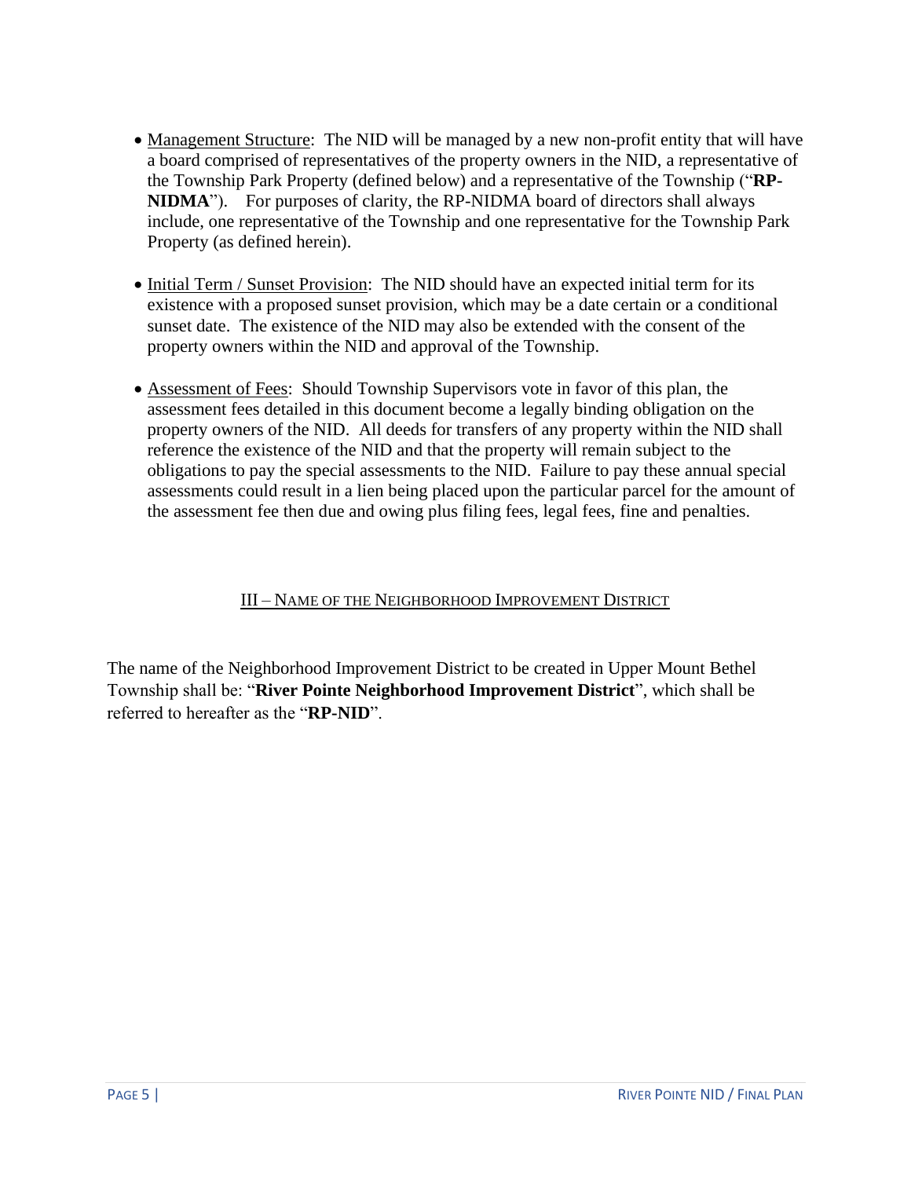- Management Structure: The NID will be managed by a new non-profit entity that will have a board comprised of representatives of the property owners in the NID, a representative of the Township Park Property (defined below) and a representative of the Township ("**RP-NIDMA**"). For purposes of clarity, the RP-NIDMA board of directors shall always include, one representative of the Township and one representative for the Township Park Property (as defined herein).

- Initial Term / Sunset Provision: The NID should have an expected initial term for its existence with a proposed sunset provision, which may be a date certain or a conditional sunset date. The existence of the NID may also be extended with the consent of the property owners within the NID and approval of the Township.

- Assessment of Fees: Should Township Supervisors vote in favor of this plan, the assessment fees detailed in this document become a legally binding obligation on the property owners of the NID. All deeds for transfers of any property within the NID shall reference the existence of the NID and that the property will remain subject to the obligations to pay the special assessments to the NID. Failure to pay these annual special assessments could result in a lien being placed upon the particular parcel for the amount of the assessment fee then due and owing plus filing fees, legal fees, fine and penalties.

## III – Name of the Neighborhood Improvement District

The name of the Neighborhood Improvement District to be created in Upper Mount Bethel Township shall be: "**River Pointe Neighborhood Improvement District**", which shall be referred to hereafter as the "**RP-NID**".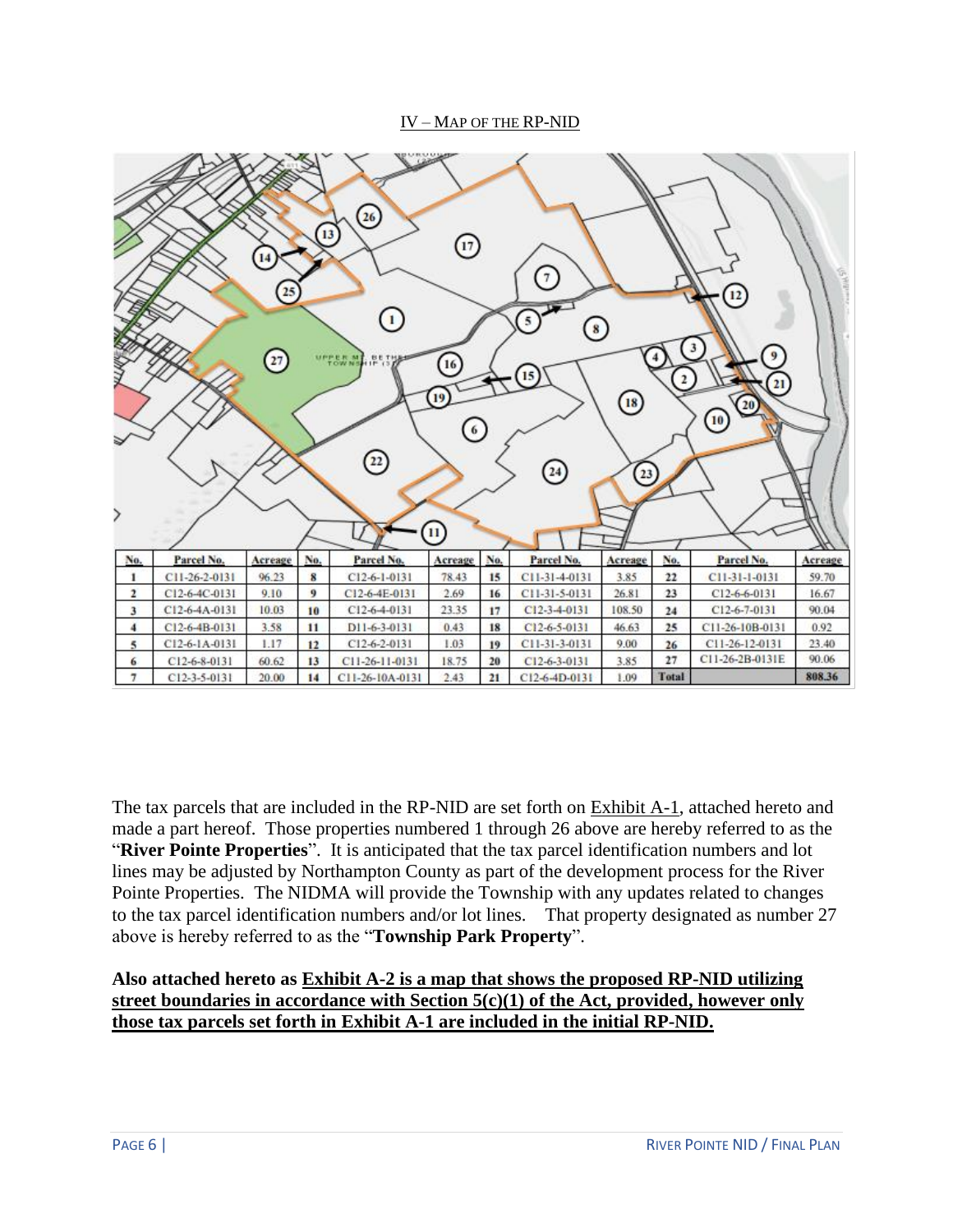## IV – MAP OF THE RP-NID

| No. | Parcel No. | Acreage | No. | Parcel No. | Acreage | No. | Parcel No. | Acreage | No. | Parcel No. | Acreage |
|---|---|---|---|---|---|---|---|---|---|---|---|
| 1 | C11-26-2-0131 | 96.23 | 8 | C12-6-1-0131 | 78.43 | 15 | C11-31-4-0131 | 3.85 | 22 | C11-31-1-0131 | 59.70 |
| 2 | C12-6-4C-0131 | 9.10 | 9 | C12-6-4E-0131 | 2.69 | 16 | C11-31-5-0131 | 26.81 | 23 | C12-6-6-0131 | 16.67 |
| 3 | C12-6-4A-0131 | 10.03 | 10 | C12-6-4-0131 | 23.35 | 17 | C12-3-4-0131 | 108.50 | 24 | C12-6-7-0131 | 90.04 |
| 4 | C12-6-4B-0131 | 3.58 | 11 | D11-6-3-0131 | 0.43 | 18 | C12-6-5-0131 | 46.63 | 25 | C11-26-10B-0131 | 0.92 |
| 5 | C12-6-1A-0131 | 1.17 | 12 | C12-6-2-0131 | 1.03 | 19 | C11-31-3-0131 | 9.00 | 26 | C11-26-12-0131 | 23.40 |
| 6 | C12-6-8-0131 | 60.62 | 13 | C11-26-11-0131 | 18.75 | 20 | C12-6-3-0131 | 3.85 | 27 | C11-26-2B-0131E | 90.06 |
| 7 | C12-3-5-0131 | 20.00 | 14 | C11-26-10A-0131 | 2.43 | 21 | C12-6-4D-0131 | 1.09 | Total | | 808.36 |

The tax parcels that are included in the RP-NID are set forth on Exhibit A-1, attached hereto and made a part hereof. Those properties numbered 1 through 26 above are hereby referred to as the "**River Pointe Properties**". It is anticipated that the tax parcel identification numbers and lot lines may be adjusted by Northampton County as part of the development process for the River Pointe Properties. The NIDMA will provide the Township with any updates related to changes to the tax parcel identification numbers and/or lot lines. That property designated as number 27 above is hereby referred to as the "**Township Park Property**".

**Also attached hereto as Exhibit A-2 is a map that shows the proposed RP-NID utilizing street boundaries in accordance with Section 5(c)(1) of the Act, provided, however only those tax parcels set forth in Exhibit A-1 are included in the initial RP-NID.**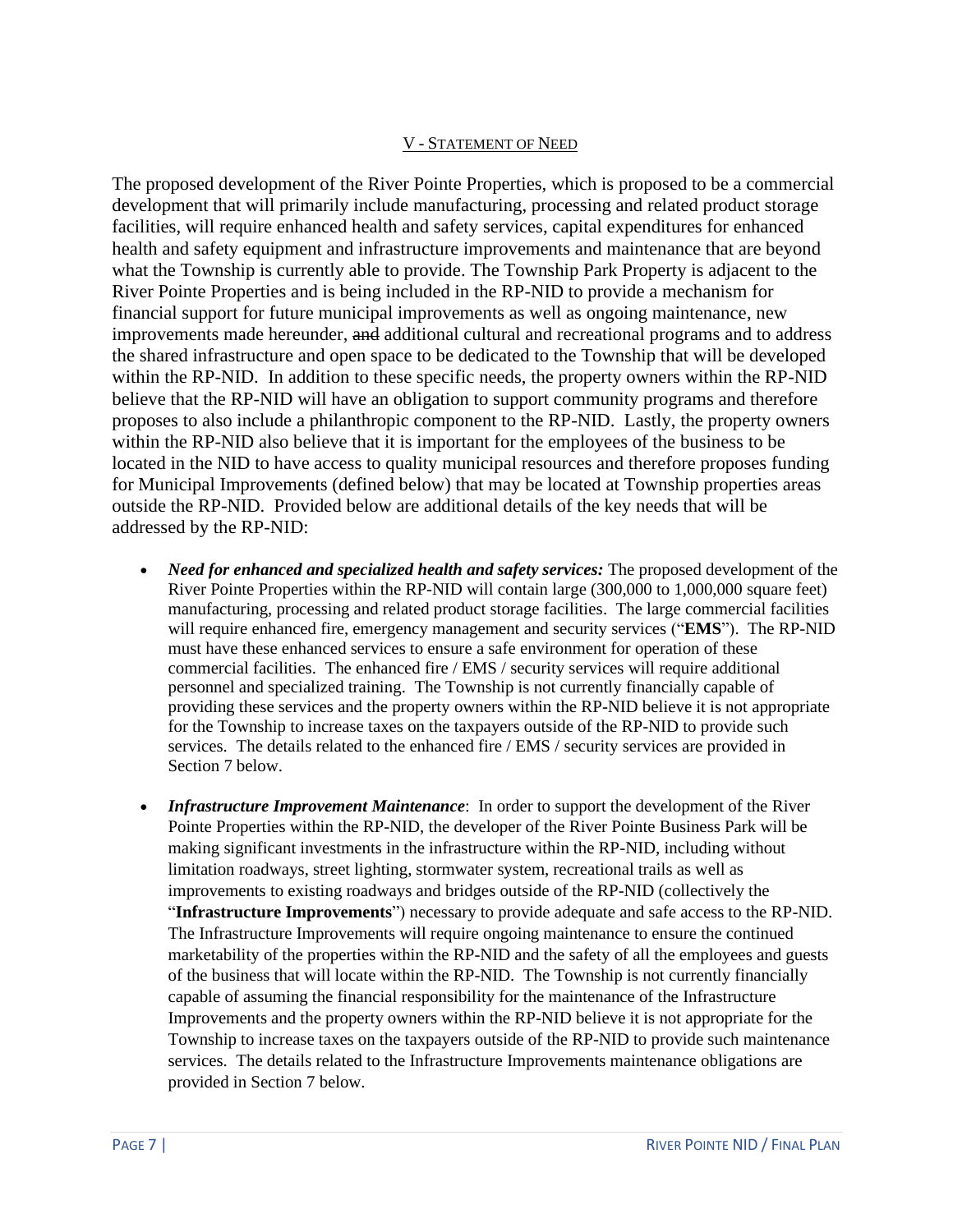## V - STATEMENT OF NEED

The proposed development of the River Pointe Properties, which is proposed to be a commercial development that will primarily include manufacturing, processing and related product storage facilities, will require enhanced health and safety services, capital expenditures for enhanced health and safety equipment and infrastructure improvements and maintenance that are beyond what the Township is currently able to provide. The Township Park Property is adjacent to the River Pointe Properties and is being included in the RP-NID to provide a mechanism for financial support for future municipal improvements as well as ongoing maintenance, new improvements made hereunder, ~~and~~ additional cultural and recreational programs and to address the shared infrastructure and open space to be dedicated to the Township that will be developed within the RP-NID. In addition to these specific needs, the property owners within the RP-NID believe that the RP-NID will have an obligation to support community programs and therefore proposes to also include a philanthropic component to the RP-NID. Lastly, the property owners within the RP-NID also believe that it is important for the employees of the business to be located in the NID to have access to quality municipal resources and therefore proposes funding for Municipal Improvements (defined below) that may be located at Township properties areas outside the RP-NID. Provided below are additional details of the key needs that will be addressed by the RP-NID:

- ***Need for enhanced and specialized health and safety services:*** The proposed development of the River Pointe Properties within the RP-NID will contain large (300,000 to 1,000,000 square feet) manufacturing, processing and related product storage facilities. The large commercial facilities will require enhanced fire, emergency management and security services ("**EMS**"). The RP-NID must have these enhanced services to ensure a safe environment for operation of these commercial facilities. The enhanced fire / EMS / security services will require additional personnel and specialized training. The Township is not currently financially capable of providing these services and the property owners within the RP-NID believe it is not appropriate for the Township to increase taxes on the taxpayers outside of the RP-NID to provide such services. The details related to the enhanced fire / EMS / security services are provided in Section 7 below.

- ***Infrastructure Improvement Maintenance***: In order to support the development of the River Pointe Properties within the RP-NID, the developer of the River Pointe Business Park will be making significant investments in the infrastructure within the RP-NID, including without limitation roadways, street lighting, stormwater system, recreational trails as well as improvements to existing roadways and bridges outside of the RP-NID (collectively the "**Infrastructure Improvements**") necessary to provide adequate and safe access to the RP-NID. The Infrastructure Improvements will require ongoing maintenance to ensure the continued marketability of the properties within the RP-NID and the safety of all the employees and guests of the business that will locate within the RP-NID. The Township is not currently financially capable of assuming the financial responsibility for the maintenance of the Infrastructure Improvements and the property owners within the RP-NID believe it is not appropriate for the Township to increase taxes on the taxpayers outside of the RP-NID to provide such maintenance services. The details related to the Infrastructure Improvements maintenance obligations are provided in Section 7 below.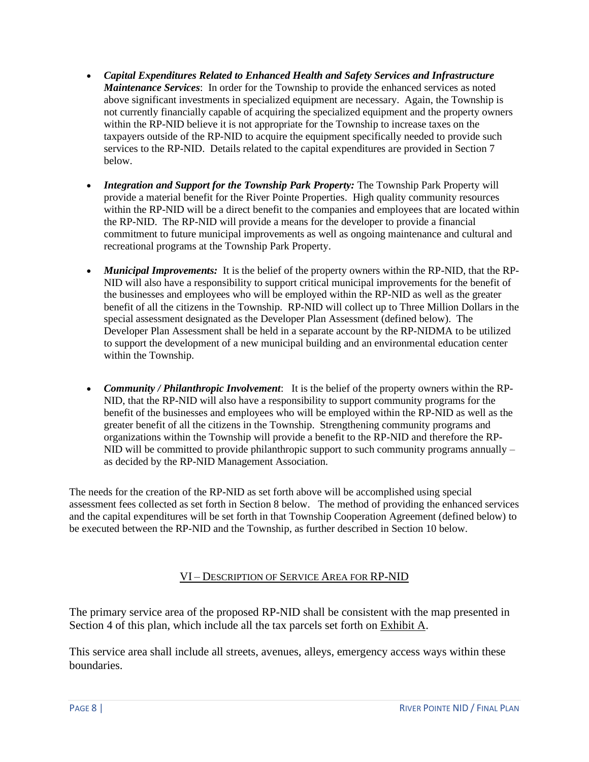- ***Capital Expenditures Related to Enhanced Health and Safety Services and Infrastructure Maintenance Services***: In order for the Township to provide the enhanced services as noted above significant investments in specialized equipment are necessary. Again, the Township is not currently financially capable of acquiring the specialized equipment and the property owners within the RP-NID believe it is not appropriate for the Township to increase taxes on the taxpayers outside of the RP-NID to acquire the equipment specifically needed to provide such services to the RP-NID. Details related to the capital expenditures are provided in Section 7 below.

- ***Integration and Support for the Township Park Property:*** The Township Park Property will provide a material benefit for the River Pointe Properties. High quality community resources within the RP-NID will be a direct benefit to the companies and employees that are located within the RP-NID. The RP-NID will provide a means for the developer to provide a financial commitment to future municipal improvements as well as ongoing maintenance and cultural and recreational programs at the Township Park Property.

- ***Municipal Improvements:*** It is the belief of the property owners within the RP-NID, that the RP-NID will also have a responsibility to support critical municipal improvements for the benefit of the businesses and employees who will be employed within the RP-NID as well as the greater benefit of all the citizens in the Township. RP-NID will collect up to Three Million Dollars in the special assessment designated as the Developer Plan Assessment (defined below). The Developer Plan Assessment shall be held in a separate account by the RP-NIDMA to be utilized to support the development of a new municipal building and an environmental education center within the Township.

- ***Community / Philanthropic Involvement***: It is the belief of the property owners within the RP-NID, that the RP-NID will also have a responsibility to support community programs for the benefit of the businesses and employees who will be employed within the RP-NID as well as the greater benefit of all the citizens in the Township. Strengthening community programs and organizations within the Township will provide a benefit to the RP-NID and therefore the RP-NID will be committed to provide philanthropic support to such community programs annually – as decided by the RP-NID Management Association.

The needs for the creation of the RP-NID as set forth above will be accomplished using special assessment fees collected as set forth in Section 8 below. The method of providing the enhanced services and the capital expenditures will be set forth in that Township Cooperation Agreement (defined below) to be executed between the RP-NID and the Township, as further described in Section 10 below.

## VI – Description of Service Area for RP-NID

The primary service area of the proposed RP-NID shall be consistent with the map presented in Section 4 of this plan, which include all the tax parcels set forth on Exhibit A.

This service area shall include all streets, avenues, alleys, emergency access ways within these boundaries.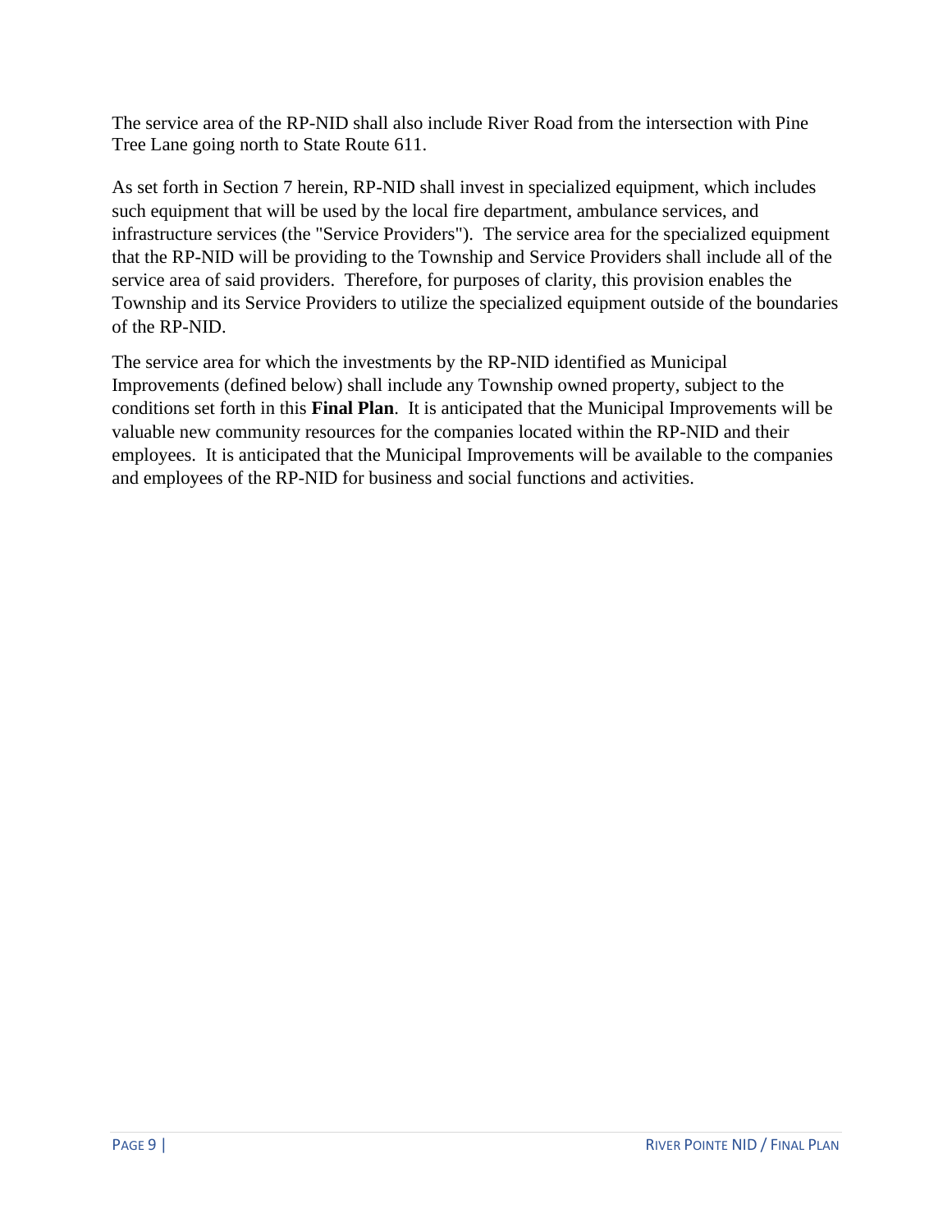The service area of the RP-NID shall also include River Road from the intersection with Pine Tree Lane going north to State Route 611.

As set forth in Section 7 herein, RP-NID shall invest in specialized equipment, which includes such equipment that will be used by the local fire department, ambulance services, and infrastructure services (the "Service Providers"). The service area for the specialized equipment that the RP-NID will be providing to the Township and Service Providers shall include all of the service area of said providers. Therefore, for purposes of clarity, this provision enables the Township and its Service Providers to utilize the specialized equipment outside of the boundaries of the RP-NID.

The service area for which the investments by the RP-NID identified as Municipal Improvements (defined below) shall include any Township owned property, subject to the conditions set forth in this **Final Plan**. It is anticipated that the Municipal Improvements will be valuable new community resources for the companies located within the RP-NID and their employees. It is anticipated that the Municipal Improvements will be available to the companies and employees of the RP-NID for business and social functions and activities.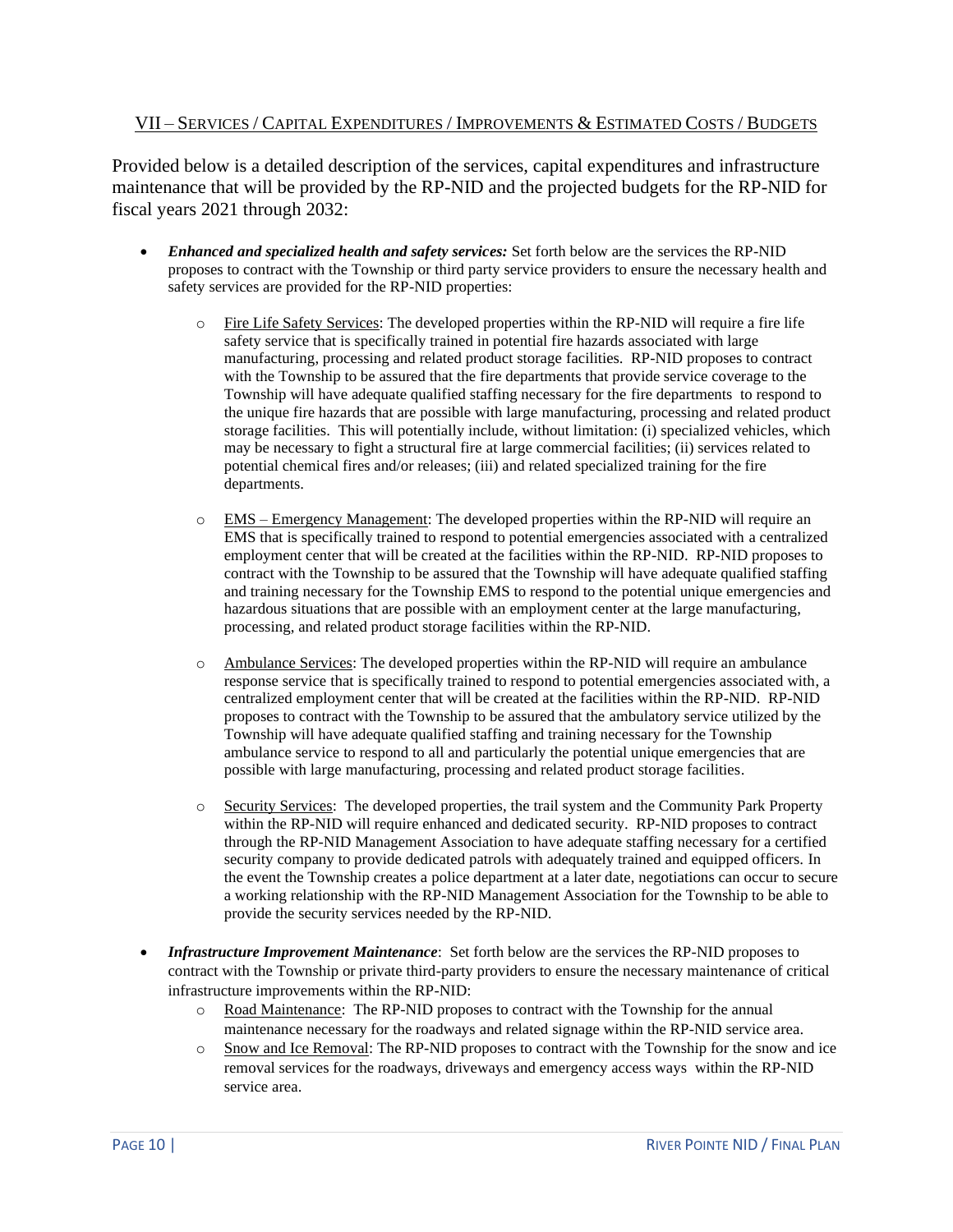## VII – Services / Capital Expenditures / Improvements & Estimated Costs / Budgets

Provided below is a detailed description of the services, capital expenditures and infrastructure maintenance that will be provided by the RP-NID and the projected budgets for the RP-NID for fiscal years 2021 through 2032:

- ***Enhanced and specialized health and safety services:*** Set forth below are the services the RP-NID proposes to contract with the Township or third party service providers to ensure the necessary health and safety services are provided for the RP-NID properties:
  - Fire Life Safety Services: The developed properties within the RP-NID will require a fire life safety service that is specifically trained in potential fire hazards associated with large manufacturing, processing and related product storage facilities. RP-NID proposes to contract with the Township to be assured that the fire departments that provide service coverage to the Township will have adequate qualified staffing necessary for the fire departments to respond to the unique fire hazards that are possible with large manufacturing, processing and related product storage facilities. This will potentially include, without limitation: (i) specialized vehicles, which may be necessary to fight a structural fire at large commercial facilities; (ii) services related to potential chemical fires and/or releases; (iii) and related specialized training for the fire departments.
  - EMS – Emergency Management: The developed properties within the RP-NID will require an EMS that is specifically trained to respond to potential emergencies associated with a centralized employment center that will be created at the facilities within the RP-NID. RP-NID proposes to contract with the Township to be assured that the Township will have adequate qualified staffing and training necessary for the Township EMS to respond to the potential unique emergencies and hazardous situations that are possible with an employment center at the large manufacturing, processing, and related product storage facilities within the RP-NID.
  - Ambulance Services: The developed properties within the RP-NID will require an ambulance response service that is specifically trained to respond to potential emergencies associated with, a centralized employment center that will be created at the facilities within the RP-NID. RP-NID proposes to contract with the Township to be assured that the ambulatory service utilized by the Township will have adequate qualified staffing and training necessary for the Township ambulance service to respond to all and particularly the potential unique emergencies that are possible with large manufacturing, processing and related product storage facilities.
  - Security Services: The developed properties, the trail system and the Community Park Property within the RP-NID will require enhanced and dedicated security. RP-NID proposes to contract through the RP-NID Management Association to have adequate staffing necessary for a certified security company to provide dedicated patrols with adequately trained and equipped officers. In the event the Township creates a police department at a later date, negotiations can occur to secure a working relationship with the RP-NID Management Association for the Township to be able to provide the security services needed by the RP-NID.
- ***Infrastructure Improvement Maintenance***: Set forth below are the services the RP-NID proposes to contract with the Township or private third-party providers to ensure the necessary maintenance of critical infrastructure improvements within the RP-NID:
  - Road Maintenance: The RP-NID proposes to contract with the Township for the annual maintenance necessary for the roadways and related signage within the RP-NID service area.
  - Snow and Ice Removal: The RP-NID proposes to contract with the Township for the snow and ice removal services for the roadways, driveways and emergency access ways within the RP-NID service area.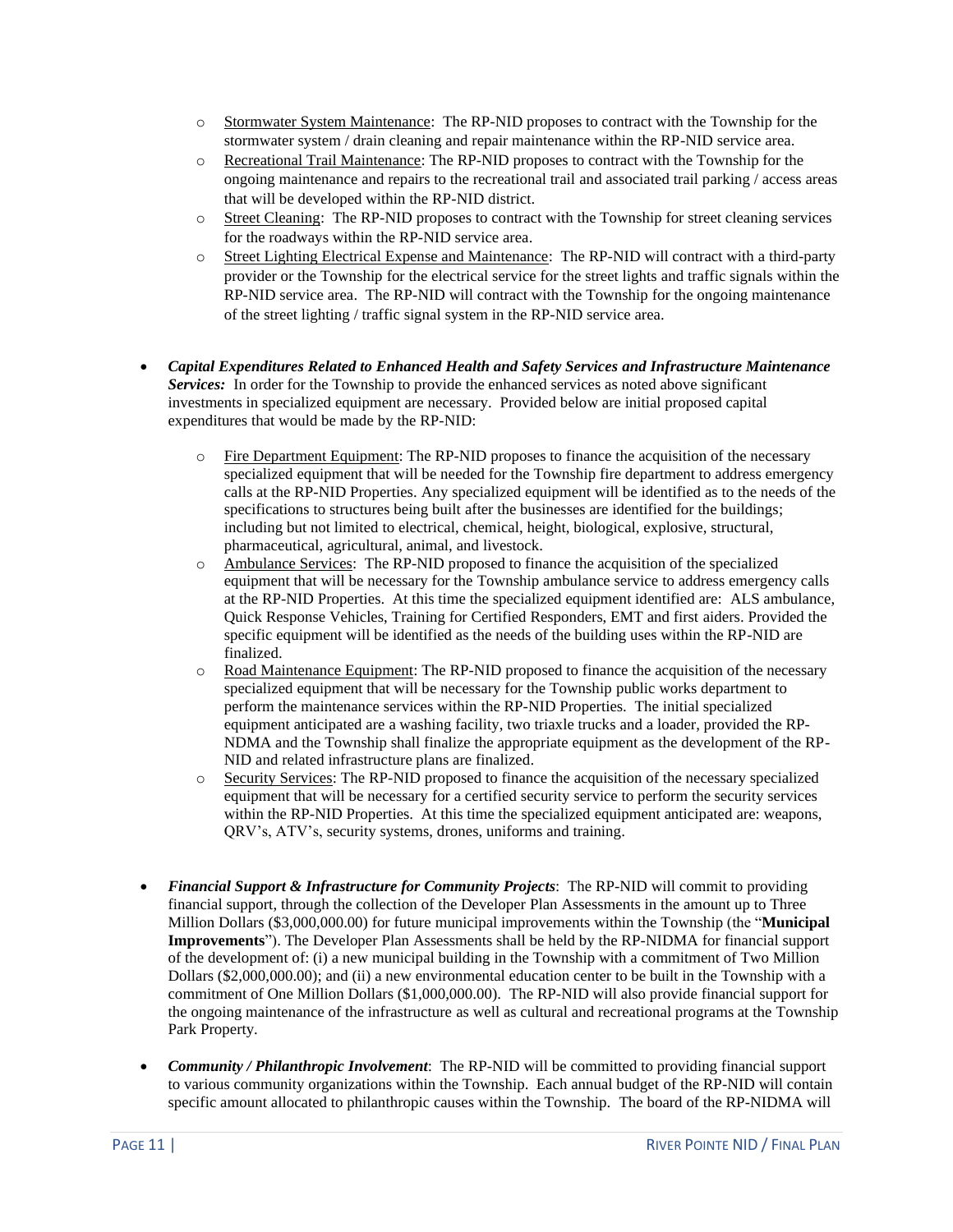- Stormwater System Maintenance: The RP-NID proposes to contract with the Township for the stormwater system / drain cleaning and repair maintenance within the RP-NID service area.
   - Recreational Trail Maintenance: The RP-NID proposes to contract with the Township for the ongoing maintenance and repairs to the recreational trail and associated trail parking / access areas that will be developed within the RP-NID district.
   - Street Cleaning: The RP-NID proposes to contract with the Township for street cleaning services for the roadways within the RP-NID service area.
   - Street Lighting Electrical Expense and Maintenance: The RP-NID will contract with a third-party provider or the Township for the electrical service for the street lights and traffic signals within the RP-NID service area. The RP-NID will contract with the Township for the ongoing maintenance of the street lighting / traffic signal system in the RP-NID service area.

- ***Capital Expenditures Related to Enhanced Health and Safety Services and Infrastructure Maintenance Services:*** In order for the Township to provide the enhanced services as noted above significant investments in specialized equipment are necessary. Provided below are initial proposed capital expenditures that would be made by the RP-NID:

   - Fire Department Equipment: The RP-NID proposes to finance the acquisition of the necessary specialized equipment that will be needed for the Township fire department to address emergency calls at the RP-NID Properties. Any specialized equipment will be identified as to the needs of the specifications to structures being built after the businesses are identified for the buildings; including but not limited to electrical, chemical, height, biological, explosive, structural, pharmaceutical, agricultural, animal, and livestock.
   - Ambulance Services: The RP-NID proposed to finance the acquisition of the specialized equipment that will be necessary for the Township ambulance service to address emergency calls at the RP-NID Properties. At this time the specialized equipment identified are: ALS ambulance, Quick Response Vehicles, Training for Certified Responders, EMT and first aiders. Provided the specific equipment will be identified as the needs of the building uses within the RP-NID are finalized.
   - Road Maintenance Equipment: The RP-NID proposed to finance the acquisition of the necessary specialized equipment that will be necessary for the Township public works department to perform the maintenance services within the RP-NID Properties. The initial specialized equipment anticipated are a washing facility, two triaxle trucks and a loader, provided the RP-NDMA and the Township shall finalize the appropriate equipment as the development of the RP-NID and related infrastructure plans are finalized.
   - Security Services: The RP-NID proposed to finance the acquisition of the necessary specialized equipment that will be necessary for a certified security service to perform the security services within the RP-NID Properties. At this time the specialized equipment anticipated are: weapons, QRV's, ATV's, security systems, drones, uniforms and training.

- ***Financial Support & Infrastructure for Community Projects***: The RP-NID will commit to providing financial support, through the collection of the Developer Plan Assessments in the amount up to Three Million Dollars ($3,000,000.00) for future municipal improvements within the Township (the "**Municipal Improvements**"). The Developer Plan Assessments shall be held by the RP-NIDMA for financial support of the development of: (i) a new municipal building in the Township with a commitment of Two Million Dollars ($2,000,000.00); and (ii) a new environmental education center to be built in the Township with a commitment of One Million Dollars ($1,000,000.00). The RP-NID will also provide financial support for the ongoing maintenance of the infrastructure as well as cultural and recreational programs at the Township Park Property.

- ***Community / Philanthropic Involvement***: The RP-NID will be committed to providing financial support to various community organizations within the Township. Each annual budget of the RP-NID will contain specific amount allocated to philanthropic causes within the Township. The board of the RP-NIDMA will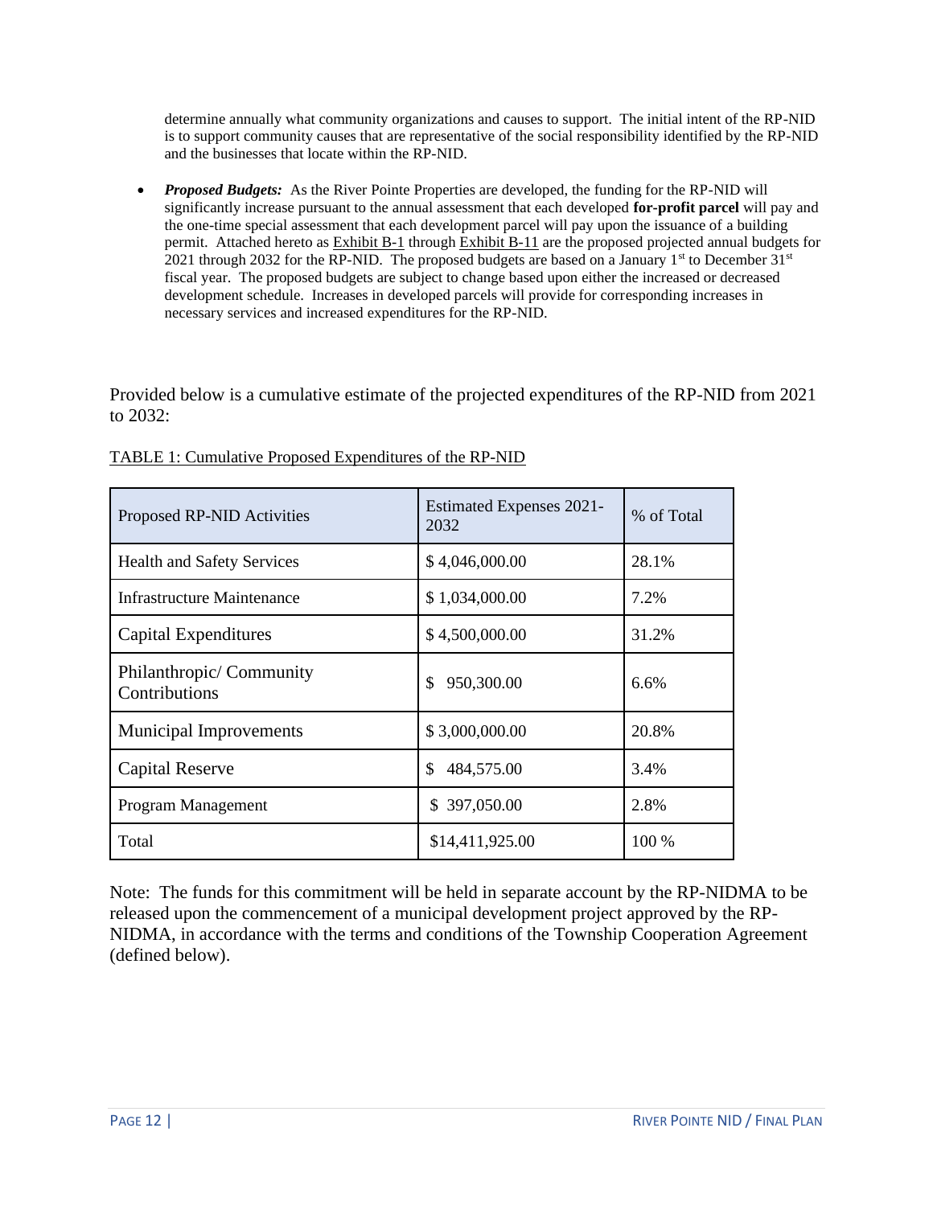determine annually what community organizations and causes to support. The initial intent of the RP-NID is to support community causes that are representative of the social responsibility identified by the RP-NID and the businesses that locate within the RP-NID.

- ***Proposed Budgets:*** As the River Pointe Properties are developed, the funding for the RP-NID will significantly increase pursuant to the annual assessment that each developed **for-profit parcel** will pay and the one-time special assessment that each development parcel will pay upon the issuance of a building permit. Attached hereto as Exhibit B-1 through Exhibit B-11 are the proposed projected annual budgets for 2021 through 2032 for the RP-NID. The proposed budgets are based on a January 1st to December 31st fiscal year. The proposed budgets are subject to change based upon either the increased or decreased development schedule. Increases in developed parcels will provide for corresponding increases in necessary services and increased expenditures for the RP-NID.

Provided below is a cumulative estimate of the projected expenditures of the RP-NID from 2021 to 2032:

TABLE 1: Cumulative Proposed Expenditures of the RP-NID

| Proposed RP-NID Activities | Estimated Expenses 2021-2032 | % of Total |
|---|---|---|
| Health and Safety Services | $ 4,046,000.00 | 28.1% |
| Infrastructure Maintenance | $ 1,034,000.00 | 7.2% |
| Capital Expenditures | $ 4,500,000.00 | 31.2% |
| Philanthropic/ Community Contributions | $ 950,300.00 | 6.6% |
| Municipal Improvements | $ 3,000,000.00 | 20.8% |
| Capital Reserve | $ 484,575.00 | 3.4% |
| Program Management | $ 397,050.00 | 2.8% |
| Total | $14,411,925.00 | 100 % |

Note: The funds for this commitment will be held in separate account by the RP-NIDMA to be released upon the commencement of a municipal development project approved by the RP-NIDMA, in accordance with the terms and conditions of the Township Cooperation Agreement (defined below).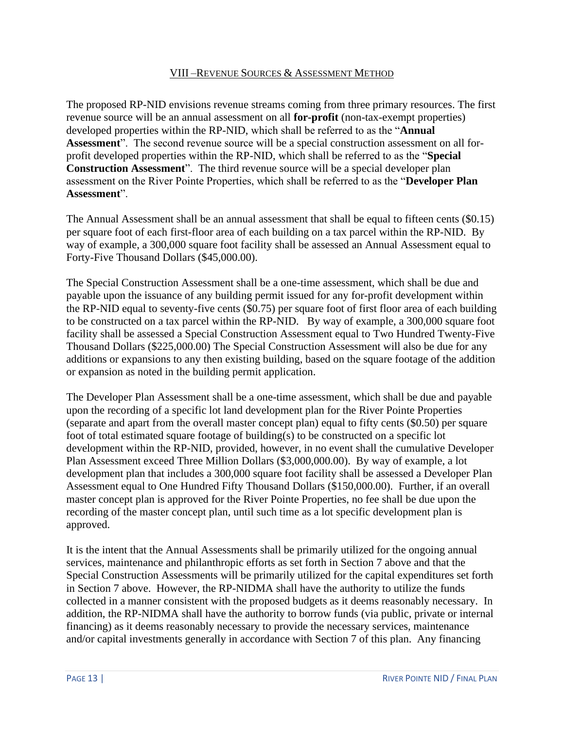## VIII – Revenue Sources & Assessment Method

The proposed RP-NID envisions revenue streams coming from three primary resources. The first revenue source will be an annual assessment on all **for-profit** (non-tax-exempt properties) developed properties within the RP-NID, which shall be referred to as the "**Annual Assessment**". The second revenue source will be a special construction assessment on all for-profit developed properties within the RP-NID, which shall be referred to as the "**Special Construction Assessment**". The third revenue source will be a special developer plan assessment on the River Pointe Properties, which shall be referred to as the "**Developer Plan Assessment**".

The Annual Assessment shall be an annual assessment that shall be equal to fifteen cents ($0.15) per square foot of each first-floor area of each building on a tax parcel within the RP-NID. By way of example, a 300,000 square foot facility shall be assessed an Annual Assessment equal to Forty-Five Thousand Dollars ($45,000.00).

The Special Construction Assessment shall be a one-time assessment, which shall be due and payable upon the issuance of any building permit issued for any for-profit development within the RP-NID equal to seventy-five cents ($0.75) per square foot of first floor area of each building to be constructed on a tax parcel within the RP-NID. By way of example, a 300,000 square foot facility shall be assessed a Special Construction Assessment equal to Two Hundred Twenty-Five Thousand Dollars ($225,000.00) The Special Construction Assessment will also be due for any additions or expansions to any then existing building, based on the square footage of the addition or expansion as noted in the building permit application.

The Developer Plan Assessment shall be a one-time assessment, which shall be due and payable upon the recording of a specific lot land development plan for the River Pointe Properties (separate and apart from the overall master concept plan) equal to fifty cents ($0.50) per square foot of total estimated square footage of building(s) to be constructed on a specific lot development within the RP-NID, provided, however, in no event shall the cumulative Developer Plan Assessment exceed Three Million Dollars ($3,000,000.00). By way of example, a lot development plan that includes a 300,000 square foot facility shall be assessed a Developer Plan Assessment equal to One Hundred Fifty Thousand Dollars ($150,000.00). Further, if an overall master concept plan is approved for the River Pointe Properties, no fee shall be due upon the recording of the master concept plan, until such time as a lot specific development plan is approved.

It is the intent that the Annual Assessments shall be primarily utilized for the ongoing annual services, maintenance and philanthropic efforts as set forth in Section 7 above and that the Special Construction Assessments will be primarily utilized for the capital expenditures set forth in Section 7 above. However, the RP-NIDMA shall have the authority to utilize the funds collected in a manner consistent with the proposed budgets as it deems reasonably necessary. In addition, the RP-NIDMA shall have the authority to borrow funds (via public, private or internal financing) as it deems reasonably necessary to provide the necessary services, maintenance and/or capital investments generally in accordance with Section 7 of this plan. Any financing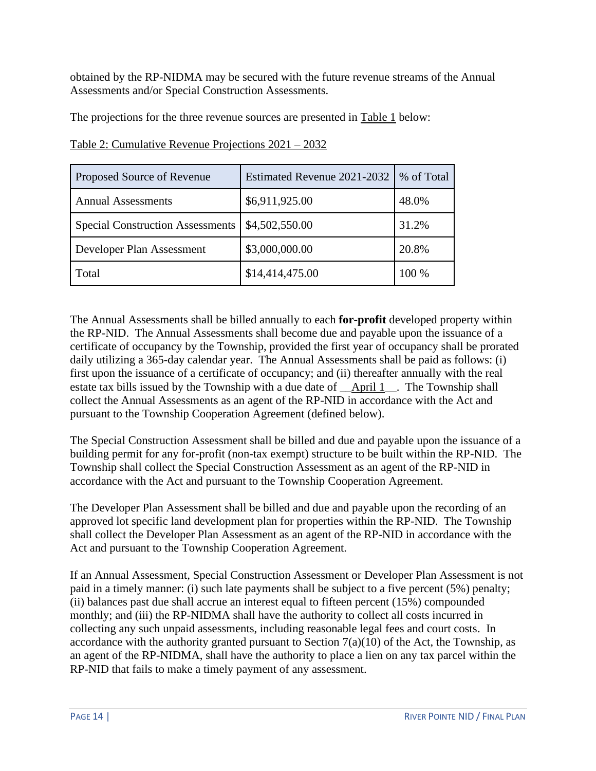obtained by the RP-NIDMA may be secured with the future revenue streams of the Annual Assessments and/or Special Construction Assessments.

The projections for the three revenue sources are presented in Table 1 below:

Table 2: Cumulative Revenue Projections 2021 – 2032

| Proposed Source of Revenue | Estimated Revenue 2021-2032 | % of Total |
|---|---|---|
| Annual Assessments | $6,911,925.00 | 48.0% |
| Special Construction Assessments | $4,502,550.00 | 31.2% |
| Developer Plan Assessment | $3,000,000.00 | 20.8% |
| Total | $14,414,475.00 | 100 % |

The Annual Assessments shall be billed annually to each **for-profit** developed property within the RP-NID. The Annual Assessments shall become due and payable upon the issuance of a certificate of occupancy by the Township, provided the first year of occupancy shall be prorated daily utilizing a 365-day calendar year. The Annual Assessments shall be paid as follows: (i) first upon the issuance of a certificate of occupancy; and (ii) thereafter annually with the real estate tax bills issued by the Township with a due date of __April 1__. The Township shall collect the Annual Assessments as an agent of the RP-NID in accordance with the Act and pursuant to the Township Cooperation Agreement (defined below).

The Special Construction Assessment shall be billed and due and payable upon the issuance of a building permit for any for-profit (non-tax exempt) structure to be built within the RP-NID. The Township shall collect the Special Construction Assessment as an agent of the RP-NID in accordance with the Act and pursuant to the Township Cooperation Agreement.

The Developer Plan Assessment shall be billed and due and payable upon the recording of an approved lot specific land development plan for properties within the RP-NID. The Township shall collect the Developer Plan Assessment as an agent of the RP-NID in accordance with the Act and pursuant to the Township Cooperation Agreement.

If an Annual Assessment, Special Construction Assessment or Developer Plan Assessment is not paid in a timely manner: (i) such late payments shall be subject to a five percent (5%) penalty; (ii) balances past due shall accrue an interest equal to fifteen percent (15%) compounded monthly; and (iii) the RP-NIDMA shall have the authority to collect all costs incurred in collecting any such unpaid assessments, including reasonable legal fees and court costs. In accordance with the authority granted pursuant to Section 7(a)(10) of the Act, the Township, as an agent of the RP-NIDMA, shall have the authority to place a lien on any tax parcel within the RP-NID that fails to make a timely payment of any assessment.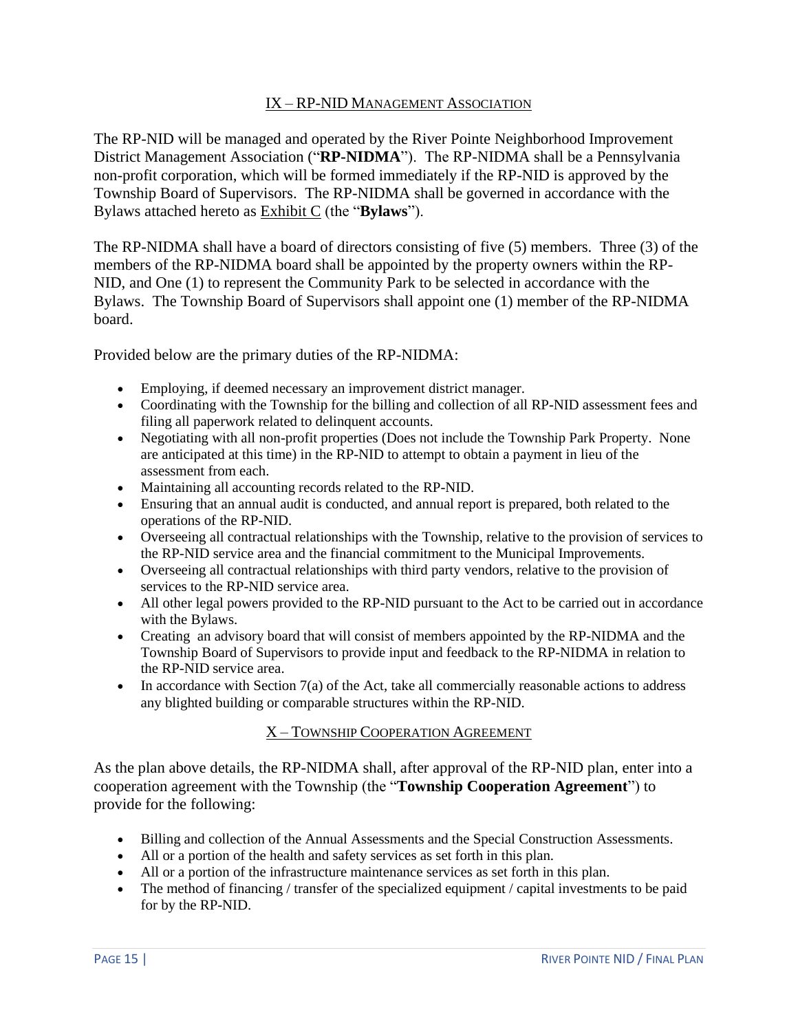## IX – RP-NID Management Association

The RP-NID will be managed and operated by the River Pointe Neighborhood Improvement District Management Association ("**RP-NIDMA**"). The RP-NIDMA shall be a Pennsylvania non-profit corporation, which will be formed immediately if the RP-NID is approved by the Township Board of Supervisors. The RP-NIDMA shall be governed in accordance with the Bylaws attached hereto as Exhibit C (the "**Bylaws**").

The RP-NIDMA shall have a board of directors consisting of five (5) members. Three (3) of the members of the RP-NIDMA board shall be appointed by the property owners within the RP-NID, and One (1) to represent the Community Park to be selected in accordance with the Bylaws. The Township Board of Supervisors shall appoint one (1) member of the RP-NIDMA board.

Provided below are the primary duties of the RP-NIDMA:

- Employing, if deemed necessary an improvement district manager.
- Coordinating with the Township for the billing and collection of all RP-NID assessment fees and filing all paperwork related to delinquent accounts.
- Negotiating with all non-profit properties (Does not include the Township Park Property. None are anticipated at this time) in the RP-NID to attempt to obtain a payment in lieu of the assessment from each.
- Maintaining all accounting records related to the RP-NID.
- Ensuring that an annual audit is conducted, and annual report is prepared, both related to the operations of the RP-NID.
- Overseeing all contractual relationships with the Township, relative to the provision of services to the RP-NID service area and the financial commitment to the Municipal Improvements.
- Overseeing all contractual relationships with third party vendors, relative to the provision of services to the RP-NID service area.
- All other legal powers provided to the RP-NID pursuant to the Act to be carried out in accordance with the Bylaws.
- Creating an advisory board that will consist of members appointed by the RP-NIDMA and the Township Board of Supervisors to provide input and feedback to the RP-NIDMA in relation to the RP-NID service area.
- In accordance with Section 7(a) of the Act, take all commercially reasonable actions to address any blighted building or comparable structures within the RP-NID.

## X – Township Cooperation Agreement

As the plan above details, the RP-NIDMA shall, after approval of the RP-NID plan, enter into a cooperation agreement with the Township (the "**Township Cooperation Agreement**") to provide for the following:

- Billing and collection of the Annual Assessments and the Special Construction Assessments.
- All or a portion of the health and safety services as set forth in this plan.
- All or a portion of the infrastructure maintenance services as set forth in this plan.
- The method of financing / transfer of the specialized equipment / capital investments to be paid for by the RP-NID.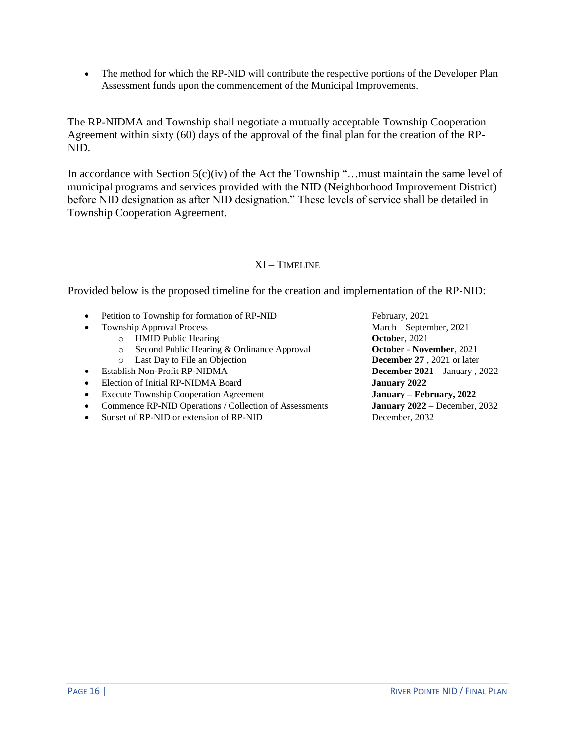- The method for which the RP-NID will contribute the respective portions of the Developer Plan Assessment funds upon the commencement of the Municipal Improvements.

The RP-NIDMA and Township shall negotiate a mutually acceptable Township Cooperation Agreement within sixty (60) days of the approval of the final plan for the creation of the RP-NID.

In accordance with Section 5(c)(iv) of the Act the Township "…must maintain the same level of municipal programs and services provided with the NID (Neighborhood Improvement District) before NID designation as after NID designation." These levels of service shall be detailed in Township Cooperation Agreement.

## XI – TIMELINE

Provided below is the proposed timeline for the creation and implementation of the RP-NID:

- Petition to Township for formation of RP-NID — February, 2021
- Township Approval Process — March – September, 2021
  - HMID Public Hearing — **October**, 2021
  - Second Public Hearing & Ordinance Approval — **October** - **November**, 2021
  - Last Day to File an Objection — **December 27** , 2021 or later
- Establish Non-Profit RP-NIDMA — **December 2021** – January , 2022
- Election of Initial RP-NIDMA Board — **January 2022**
- Execute Township Cooperation Agreement — **January – February, 2022**
- Commence RP-NID Operations / Collection of Assessments — **January 2022** – December, 2032
- Sunset of RP-NID or extension of RP-NID — December, 2032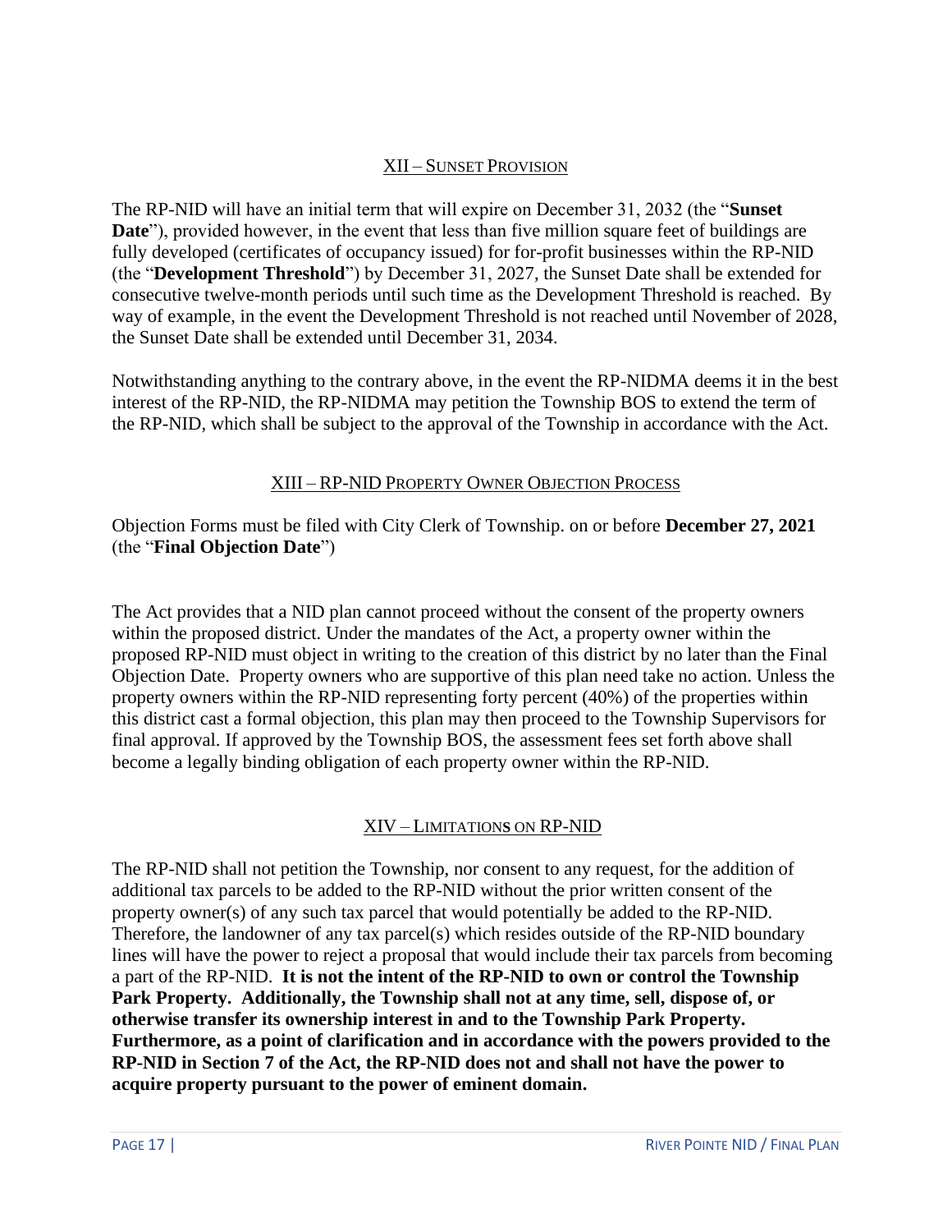## XII – Sunset Provision

The RP-NID will have an initial term that will expire on December 31, 2032 (the "**Sunset Date**"), provided however, in the event that less than five million square feet of buildings are fully developed (certificates of occupancy issued) for for-profit businesses within the RP-NID (the "**Development Threshold**") by December 31, 2027, the Sunset Date shall be extended for consecutive twelve-month periods until such time as the Development Threshold is reached. By way of example, in the event the Development Threshold is not reached until November of 2028, the Sunset Date shall be extended until December 31, 2034.

Notwithstanding anything to the contrary above, in the event the RP-NIDMA deems it in the best interest of the RP-NID, the RP-NIDMA may petition the Township BOS to extend the term of the RP-NID, which shall be subject to the approval of the Township in accordance with the Act.

## XIII – RP-NID Property Owner Objection Process

Objection Forms must be filed with City Clerk of Township. on or before **December 27, 2021** (the "**Final Objection Date**")

The Act provides that a NID plan cannot proceed without the consent of the property owners within the proposed district. Under the mandates of the Act, a property owner within the proposed RP-NID must object in writing to the creation of this district by no later than the Final Objection Date. Property owners who are supportive of this plan need take no action. Unless the property owners within the RP-NID representing forty percent (40%) of the properties within this district cast a formal objection, this plan may then proceed to the Township Supervisors for final approval. If approved by the Township BOS, the assessment fees set forth above shall become a legally binding obligation of each property owner within the RP-NID.

## XIV – Limitations on RP-NID

The RP-NID shall not petition the Township, nor consent to any request, for the addition of additional tax parcels to be added to the RP-NID without the prior written consent of the property owner(s) of any such tax parcel that would potentially be added to the RP-NID. Therefore, the landowner of any tax parcel(s) which resides outside of the RP-NID boundary lines will have the power to reject a proposal that would include their tax parcels from becoming a part of the RP-NID. **It is not the intent of the RP-NID to own or control the Township Park Property. Additionally, the Township shall not at any time, sell, dispose of, or otherwise transfer its ownership interest in and to the Township Park Property. Furthermore, as a point of clarification and in accordance with the powers provided to the RP-NID in Section 7 of the Act, the RP-NID does not and shall not have the power to acquire property pursuant to the power of eminent domain.**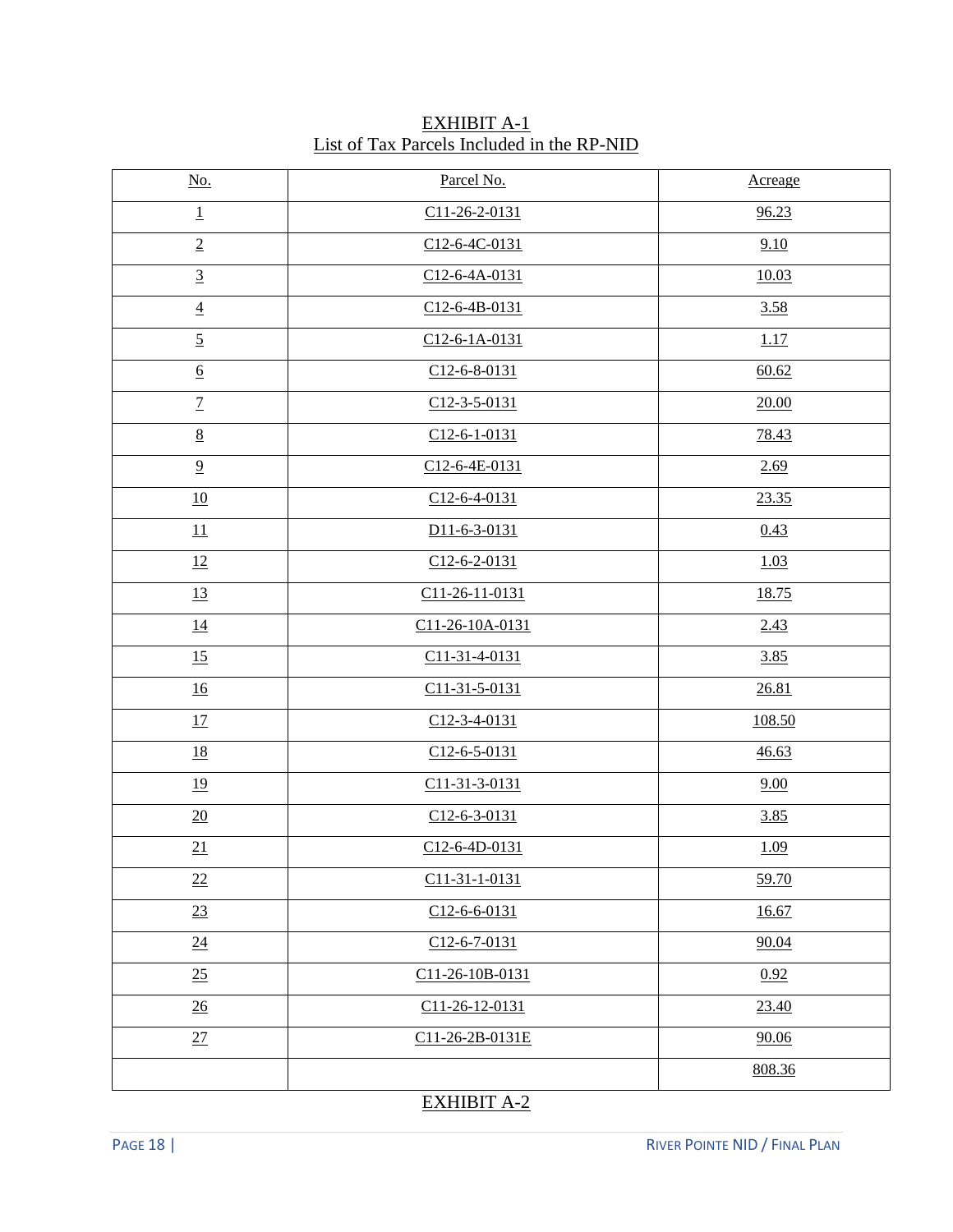# EXHIBIT A-1
## List of Tax Parcels Included in the RP-NID

| No. | Parcel No. | Acreage |
|---|---|---|
| 1 | C11-26-2-0131 | 96.23 |
| 2 | C12-6-4C-0131 | 9.10 |
| 3 | C12-6-4A-0131 | 10.03 |
| 4 | C12-6-4B-0131 | 3.58 |
| 5 | C12-6-1A-0131 | 1.17 |
| 6 | C12-6-8-0131 | 60.62 |
| 7 | C12-3-5-0131 | 20.00 |
| 8 | C12-6-1-0131 | 78.43 |
| 9 | C12-6-4E-0131 | 2.69 |
| 10 | C12-6-4-0131 | 23.35 |
| 11 | D11-6-3-0131 | 0.43 |
| 12 | C12-6-2-0131 | 1.03 |
| 13 | C11-26-11-0131 | 18.75 |
| 14 | C11-26-10A-0131 | 2.43 |
| 15 | C11-31-4-0131 | 3.85 |
| 16 | C11-31-5-0131 | 26.81 |
| 17 | C12-3-4-0131 | 108.50 |
| 18 | C12-6-5-0131 | 46.63 |
| 19 | C11-31-3-0131 | 9.00 |
| 20 | C12-6-3-0131 | 3.85 |
| 21 | C12-6-4D-0131 | 1.09 |
| 22 | C11-31-1-0131 | 59.70 |
| 23 | C12-6-6-0131 | 16.67 |
| 24 | C12-6-7-0131 | 90.04 |
| 25 | C11-26-10B-0131 | 0.92 |
| 26 | C11-26-12-0131 | 23.40 |
| 27 | C11-26-2B-0131E | 90.06 |
| | | 808.36 |

# EXHIBIT A-2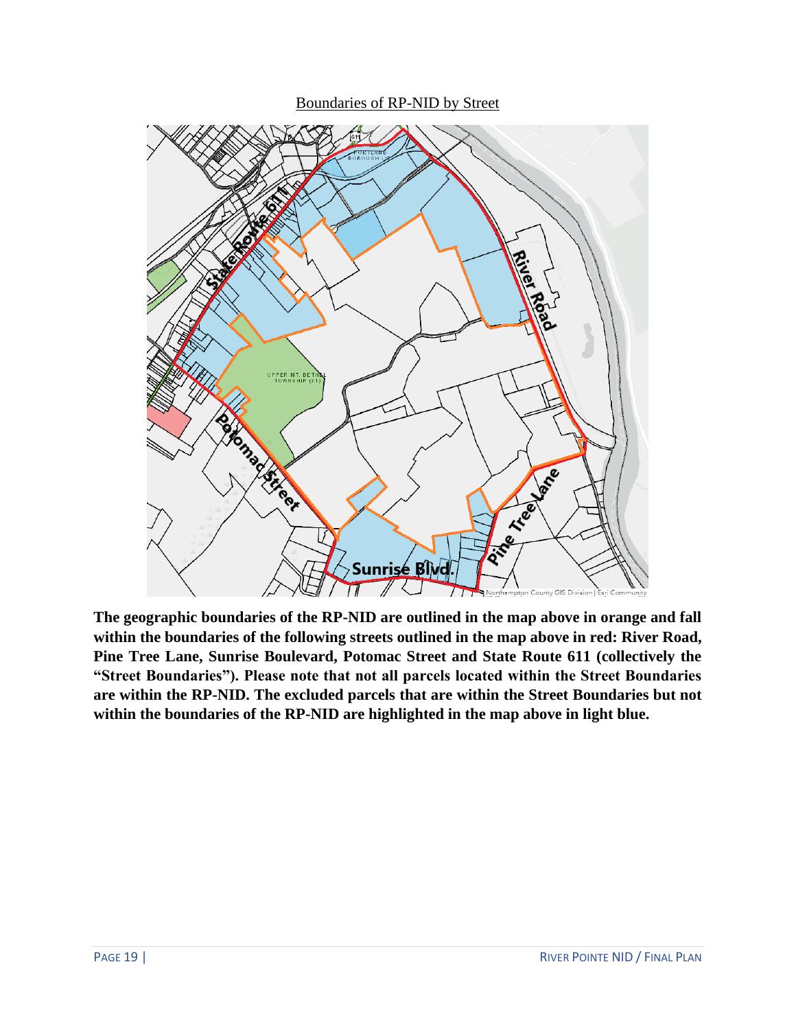Boundaries of RP-NID by Street

**The geographic boundaries of the RP-NID are outlined in the map above in orange and fall within the boundaries of the following streets outlined in the map above in red: River Road, Pine Tree Lane, Sunrise Boulevard, Potomac Street and State Route 611 (collectively the "Street Boundaries"). Please note that not all parcels located within the Street Boundaries are within the RP-NID. The excluded parcels that are within the Street Boundaries but not within the boundaries of the RP-NID are highlighted in the map above in light blue.**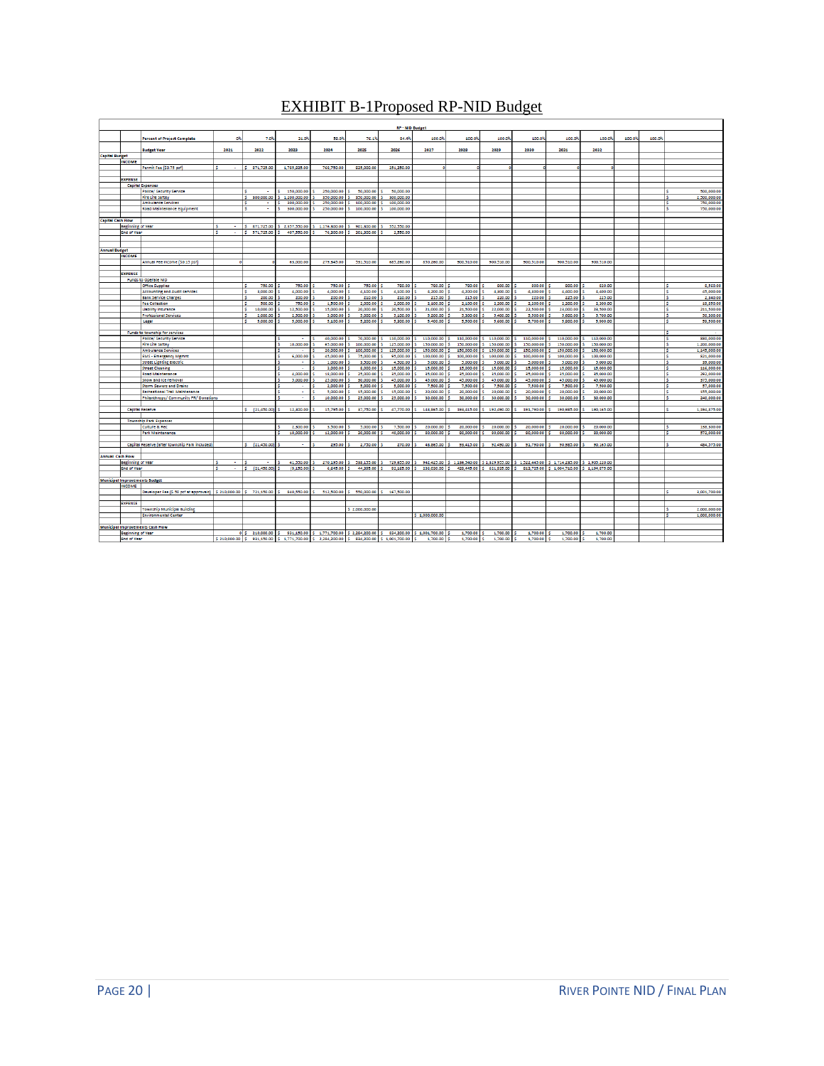# EXHIBIT B-1Proposed RP-NID Budget

**RP - NID Budget**

| | 2021 | 2022 | 2023 | 2024 | 2025 | 2026 | 2027 | 2028 | 2029 | 2030 | 2031 | 2032 | | | |
|---|---|---|---|---|---|---|---|---|---|---|---|---|---|---|---|
| **Percent of Project Complete** | 0% | 7.0% | 21.0% | 50.0% | 76.1% | 84.4% | 100.0% | 100.0% | 100.0% | 100.0% | 100.0% | 100.0% | 100.0% | 100.0% | |
| **Budget Year** | 2021 | 2022 | 2023 | 2024 | 2025 | 2026 | 2027 | 2028 | 2029 | 2030 | 2031 | 2032 | | | |
| **Capital Budget** | | | | | | | | | | | | | | | |
| **INCOME** | | | | | | | | | | | | | | | |
| Permit Fee ($0.75 psf) | $ - | $ 571,725.00 | 1,765,825.00 | 768,750.00 | 825,000.00 | 251,250.00 | 0 | 0 | 0 | 0 | 0 | 0 | | | |
| **EXPENSE** | | | | | | | | | | | | | | | |
| **Capital Expenses** | | | | | | | | | | | | | | | |
| Police/ Security Service | | $ - | $ 150,000.00 | $ 250,000.00 | $ 50,000.00 | $ 50,000.00 | | | | | | | | | $ 500,000.00 |
| Fire Life Safety | | $ 500,000.00 | $ 1,200,000.00 | $ 350,000.00 | $ 350,000.00 | $ 300,000.00 | | | | | | | | | $ 2,000,000.00 |
| Ambulance Services | | $ - | $ 300,000.00 | $ 250,000.00 | $ 100,000.00 | $ 100,000.00 | | | | | | | | | $ 750,000.00 |
| Road Maintenance Equipment | | $ - | $ 300,000.00 | $ 250,000.00 | $ 100,000.00 | $ 100,000.00 | | | | | | | | | $ 750,000.00 |
| **Capital Cash Flow** | | | | | | | | | | | | | | | |
| Beginning of Year | $ - | $ 571,725.00 | $ 2,337,550.00 | $ 1,176,300.00 | $ 901,300.00 | $ 552,550.00 | | | | | | | | | |
| End of Year | $ - | $ 571,725.00 | $ 407,550.00 | $ 76,300.00 | $ 301,300.00 | $ 2,550.00 | | | | | | | | | |
| **Annual Budget** | | | | | | | | | | | | | | | |
| **INCOME** | | | | | | | | | | | | | | | |
| Annual Fee Income ($0.15 psf) | 0 | 0 | 65,000.00 | 279,543.00 | 251,510.00 | 683,260.00 | 830,260.00 | 900,310.00 | 900,310.00 | 900,310.00 | 900,310.00 | 900,310.00 | | | |
| **EXPENSE** | | | | | | | | | | | | | | | |
| **Funds to Operate NID** | | | | | | | | | | | | | | | |
| Office Supplies | | $ 750.00 | $ 750.00 | $ 750.00 | $ 750.00 | $ 750.00 | $ 750.00 | $ 750.00 | $ 800.00 | $ 800.00 | $ 800.00 | 800.00 | | | $ 8,550.00 |
| Accounting and Audit Services | | $ 3,000.00 | $ 4,000.00 | $ 4,000.00 | $ 4,100.00 | $ 4,100.00 | $ 4,200.00 | $ 4,300.00 | $ 4,300.00 | $ 4,400.00 | $ 4,400.00 | 4,400.00 | | | $ 45,000.00 |
| Bank Service Charges | | $ 200.00 | $ 200.00 | $ 200.00 | $ 210.00 | $ 210.00 | $ 210.00 | $ 215.00 | $ 220.00 | $ 220.00 | $ 225.00 | 225.00 | | | $ 2,340.00 |
| Fee Collection | | $ 500.00 | $ 750.00 | $ 1,500.00 | $ 2,000.00 | $ 2,000.00 | $ 2,100.00 | $ 2,100.00 | $ 2,200.00 | $ 2,200.00 | $ 2,200.00 | 2,300.00 | | | $ 19,850.00 |
| Liability Insurance | | $ 10,000.00 | $ 13,500.00 | $ 15,000.00 | $ 20,000.00 | $ 20,500.00 | $ 21,000.00 | $ 21,500.00 | $ 22,000.00 | $ 22,500.00 | $ 23,000.00 | 23,500.00 | | | $ 212,500.00 |
| Professional Services | | $ 2,000.00 | $ 2,500.00 | $ 3,000.00 | $ 3,000.00 | $ 3,100.00 | $ 3,200.00 | $ 3,300.00 | $ 3,400.00 | $ 3,500.00 | $ 3,600.00 | 3,700.00 | | | $ 34,300.00 |
| Legal | | $ 5,000.00 | $ 5,000.00 | $ 5,100.00 | $ 5,200.00 | $ 5,300.00 | $ 5,400.00 | $ 5,500.00 | $ 5,600.00 | $ 5,700.00 | $ 5,800.00 | 5,900.00 | | | $ 59,500.00 |
| **Funds to township for services** | | | | | | | | | | | | | | | $ |
| Police/ Security Service | | | $ - | $ 40,000.00 | $ 70,000.00 | $ 110,000.00 | $ 110,000.00 | $ 110,000.00 | $ 110,000.00 | $ 110,000.00 | $ 110,000.00 | 110,000.00 | | | $ 880,000.00 |
| Fire Life Safety | | | $ 10,000.00 | $ 65,000.00 | $ 100,000.00 | $ 125,000.00 | $ 150,000.00 | $ 150,000.00 | $ 150,000.00 | $ 150,000.00 | $ 150,000.00 | 150,000.00 | | | $ 1,200,000.00 |
| Ambulance Services | | | $ - | $ 20,000.00 | $ 100,000.00 | $ 125,000.00 | $ 150,000.00 | $ 150,000.00 | $ 150,000.00 | $ 150,000.00 | $ 150,000.00 | 150,000.00 | | | $ 1,145,000.00 |
| EMS - Emergency Mgmnt | | | $ 6,000.00 | $ 45,000.00 | $ 75,000.00 | $ 95,000.00 | $ 100,000.00 | $ 100,000.00 | $ 100,000.00 | $ 100,000.00 | $ 100,000.00 | 100,000.00 | | | $ 821,000.00 |
| Street Lighting Electric | | | $ - | $ 1,000.00 | $ 3,500.00 | $ 4,500.00 | $ 5,000.00 | $ 5,000.00 | $ 5,000.00 | $ 5,000.00 | $ 5,000.00 | 5,000.00 | | | $ 39,000.00 |
| Street Cleaning | | | $ - | $ 3,000.00 | $ 8,000.00 | $ 15,000.00 | $ 15,000.00 | $ 15,000.00 | $ 15,000.00 | $ 15,000.00 | $ 15,000.00 | 15,000.00 | | | $ 116,000.00 |
| Road Maintenance | | | $ 4,000.00 | $ 18,000.00 | $ 25,000.00 | $ 35,000.00 | $ 35,000.00 | $ 35,000.00 | $ 35,000.00 | $ 35,000.00 | $ 35,000.00 | 35,000.00 | | | $ 292,000.00 |
| Snow and Ice removal | | | $ 3,000.00 | $ 27,000.00 | $ 30,000.00 | $ 42,000.00 | $ 45,000.00 | $ 45,000.00 | $ 45,000.00 | $ 45,000.00 | $ 45,000.00 | 45,000.00 | | | $ 372,000.00 |
| Storm Sewers and Drains | | | $ - | $ 2,000.00 | $ 5,000.00 | $ 5,000.00 | $ 7,500.00 | $ 7,500.00 | $ 7,500.00 | $ 7,500.00 | $ 7,500.00 | 7,500.00 | | | $ 57,000.00 |
| Recreational Trail Maintenance | | | $ - | $ 5,000.00 | $ 15,000.00 | $ 15,000.00 | $ 20,000.00 | $ 20,000.00 | $ 20,000.00 | $ 20,000.00 | $ 20,000.00 | 20,000.00 | | | $ 155,000.00 |
| Philanthropy/ Community PR/ Donations | | | $ - | $ 10,000.00 | $ 25,000.00 | $ 25,000.00 | $ 30,000.00 | $ 30,000.00 | $ 30,000.00 | $ 30,000.00 | $ 30,000.00 | 30,000.00 | | | $ 240,000.00 |
| **Capital Reserve** | | $ (21,450.00) | $ 12,300.00 | $ 15,795.00 | $ 27,750.00 | $ 67,770.00 | $ 133,565.00 | $ 163,815.00 | $ 162,690.00 | $ 161,790.00 | $ 160,885.00 | 160,165.00 | | | $ 1,196,875.00 |
| **Township Park Expenses** | | | | | | | | | | | | | | | |
| Culture & Rec | | | $ 2,500.00 | $ 5,500.00 | $ 7,000.00 | $ 7,500.00 | $ 20,000.00 | $ 20,000.00 | $ 20,000.00 | $ 20,000.00 | $ 20,000.00 | 20,000.00 | | | $ 158,500.00 |
| Park Maintenance | | | $ 10,000.00 | $ 12,000.00 | $ 20,000.00 | $ 40,000.00 | $ 80,000.00 | $ 80,000.00 | $ 80,000.00 | $ 80,000.00 | $ 80,000.00 | 80,000.00 | | | $ 572,000.00 |
| **Capital Reserve (after township Park included)** | | $ (21,450.00) | $ - | $ 295.00 | $ 2,750.00 | $ 270.00 | $ 48,865.00 | $ 83,415.00 | $ 82,490.00 | $ 81,790.00 | $ 80,885.00 | 80,165.00 | | | $ 484,375.00 |
| **Annual Cash Flow** | | | | | | | | | | | | | | | |
| Beginning of Year | $ - | $ - | $ 41,330.00 | $ 270,135.00 | $ 298,120.00 | $ 725,622.00 | $ 942,422.00 | $ 1,156,340.00 | $ 1,319,925.00 | $ 1,522,445.00 | $ 1,714,250.00 | $ 1,905,110.00 | | | |
| End of Year | $ - | $ (21,450.00) | $ (9,150.00) | $ 6,645.00 | $ 44,395.00 | $ 91,165.00 | $ 236,030.00 | $ 426,445.00 | $ 611,625.00 | $ 813,725.00 | $ 1,004,710.00 | $ 1,194,875.00 | | | |
| **Municipal Improvements Budget** | | | | | | | | | | | | | | | |
| **INCOME** | | | | | | | | | | | | | | | |
| Developer Fee ($.50 pct at approval) | $ 210,000.00 | $ 721,150.00 | $ 840,550.00 | $ 512,500.00 | $ 550,000.00 | $ 167,500.00 | | | | | | | | | $ 3,001,700.00 |
| **EXPENSE** | | | | | | | | | | | | | | | |
| Township Municipal Building | | | | | $ 1,000,000.00 | | | | | | | | | | $ 1,000,000.00 |
| Environmental Center | | | | | | | $ 1,000,000.00 | | | | | | | | $ 1,000,000.00 |
| **Municipal Improvements Cash Flow** | | | | | | | | | | | | | | | |
| Beginning of Year | 0 | $ 210,000.00 | $ 931,150.00 | $ 1,771,700.00 | $ 2,284,200.00 | $ 834,200.00 | $ 1,001,700.00 | $ 1,700.00 | $ 1,700.00 | $ 1,700.00 | $ 1,700.00 | $ 1,700.00 | | | |
| End of Year | $ 210,000.00 | $ 931,150.00 | $ 1,771,700.00 | $ 2,284,200.00 | $ 834,200.00 | $ 1,001,700.00 | $ 1,700.00 | $ 1,700.00 | $ 1,700.00 | $ 1,700.00 | $ 1,700.00 | $ 1,700.00 | | | |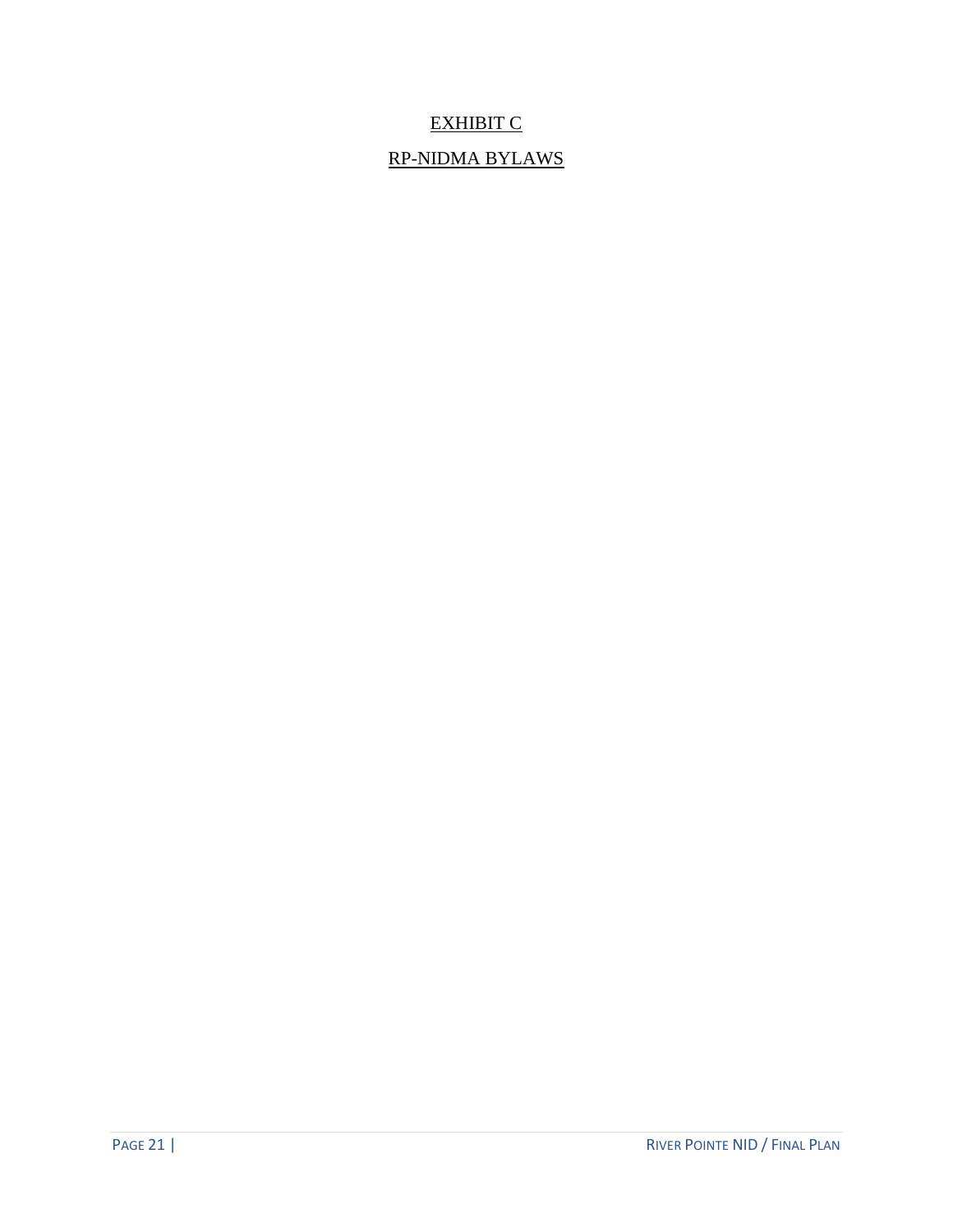# EXHIBIT C

# RP-NIDMA BYLAWS